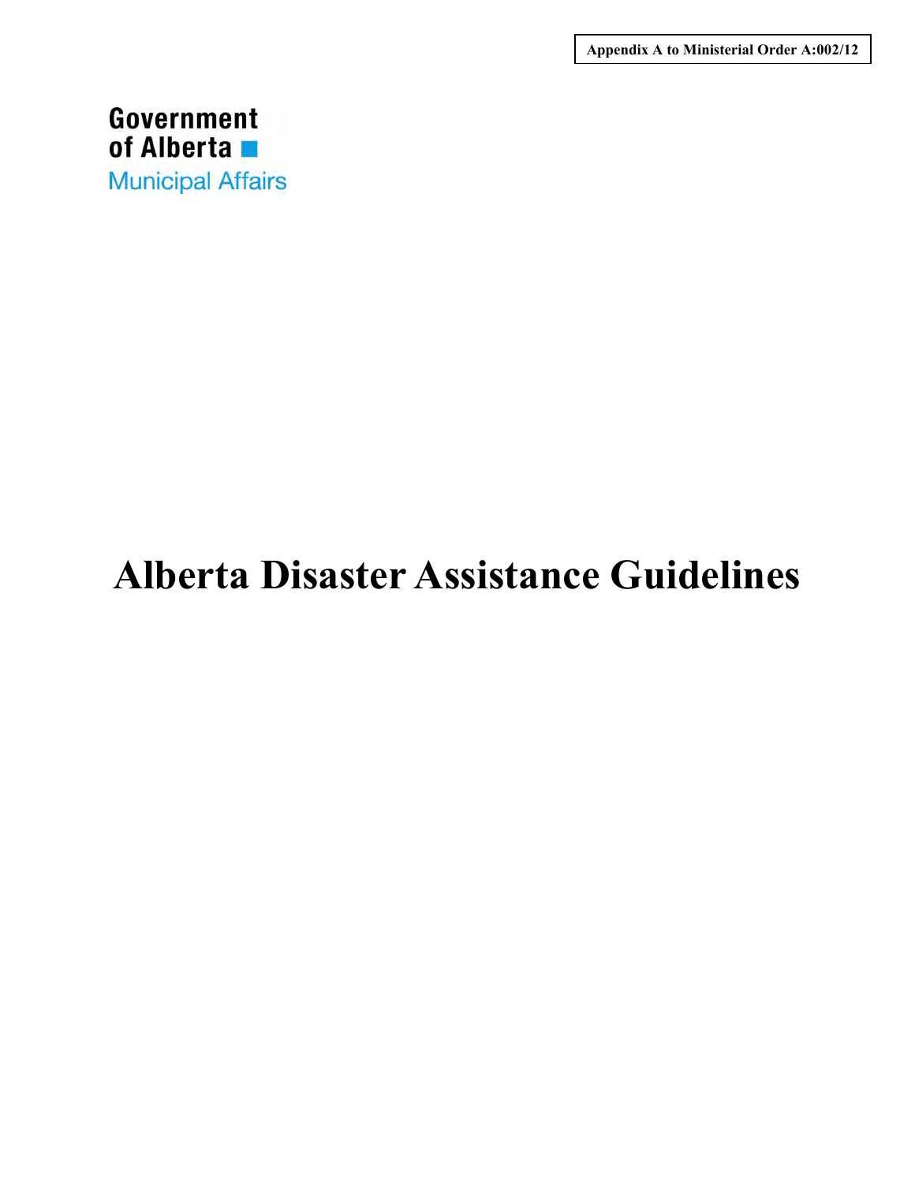**Appendix A to Ministerial Order A:002/12**

Government of Alberta
Municipal Affairs

# Alberta Disaster Assistance Guidelines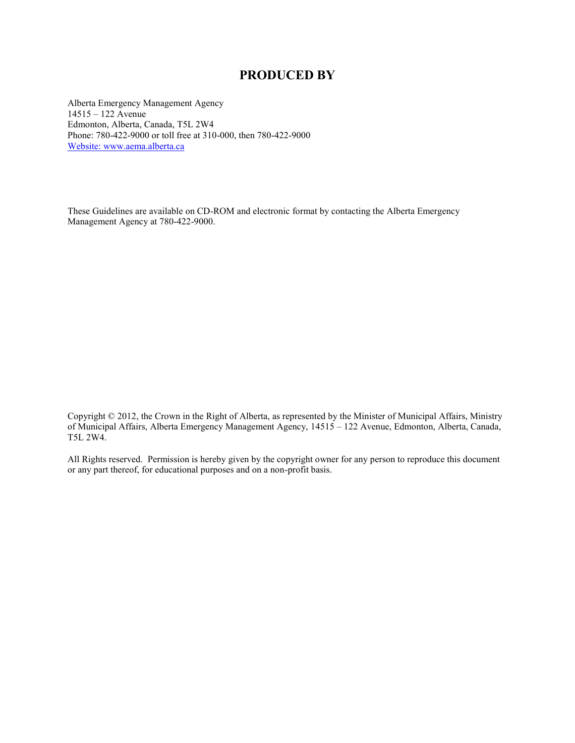# PRODUCED BY

Alberta Emergency Management Agency
14515 – 122 Avenue
Edmonton, Alberta, Canada, T5L 2W4
Phone: 780-422-9000 or toll free at 310-000, then 780-422-9000
[Website: www.aema.alberta.ca](http://www.aema.alberta.ca)

These Guidelines are available on CD-ROM and electronic format by contacting the Alberta Emergency Management Agency at 780-422-9000.

Copyright © 2012, the Crown in the Right of Alberta, as represented by the Minister of Municipal Affairs, Ministry of Municipal Affairs, Alberta Emergency Management Agency, 14515 – 122 Avenue, Edmonton, Alberta, Canada, T5L 2W4.

All Rights reserved. Permission is hereby given by the copyright owner for any person to reproduce this document or any part thereof, for educational purposes and on a non-profit basis.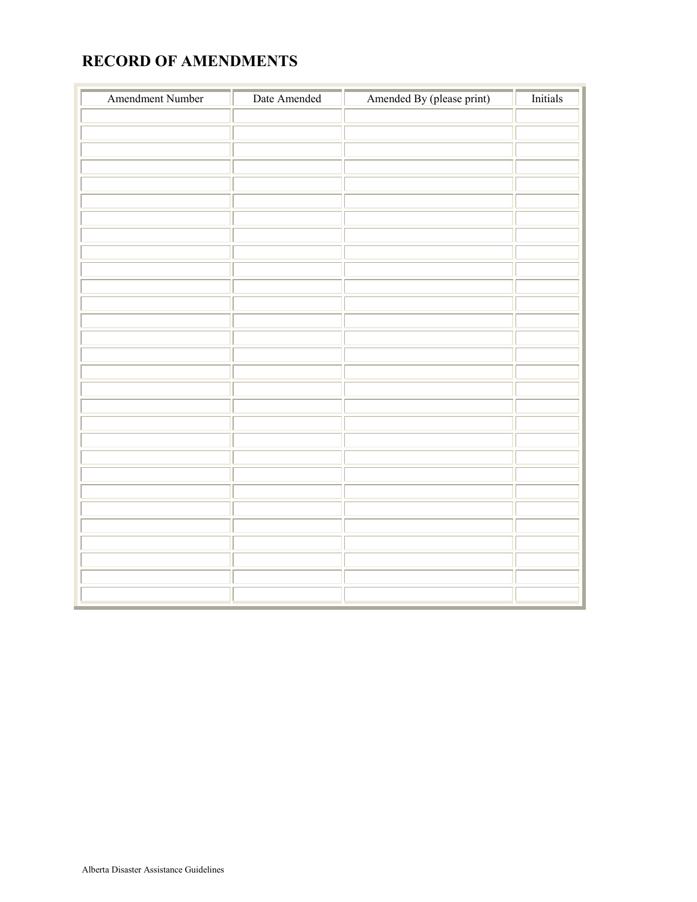# RECORD OF AMENDMENTS

| Amendment Number | Date Amended | Amended By (please print) | Initials |
|---|---|---|---|
| | | | |
| | | | |
| | | | |
| | | | |
| | | | |
| | | | |
| | | | |
| | | | |
| | | | |
| | | | |
| | | | |
| | | | |
| | | | |
| | | | |
| | | | |
| | | | |
| | | | |
| | | | |
| | | | |
| | | | |
| | | | |
| | | | |
| | | | |
| | | | |
| | | | |
| | | | |
| | | | |
| | | | |
| | | | |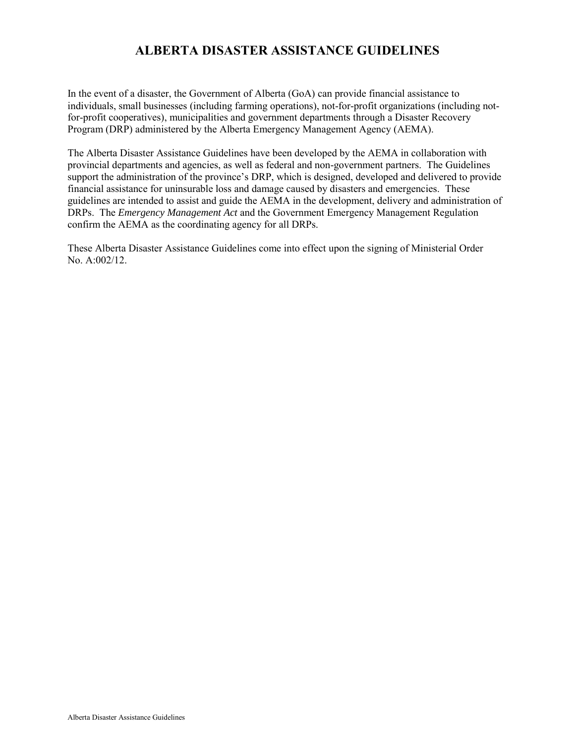# ALBERTA DISASTER ASSISTANCE GUIDELINES

In the event of a disaster, the Government of Alberta (GoA) can provide financial assistance to individuals, small businesses (including farming operations), not-for-profit organizations (including not-for-profit cooperatives), municipalities and government departments through a Disaster Recovery Program (DRP) administered by the Alberta Emergency Management Agency (AEMA).

The Alberta Disaster Assistance Guidelines have been developed by the AEMA in collaboration with provincial departments and agencies, as well as federal and non-government partners. The Guidelines support the administration of the province's DRP, which is designed, developed and delivered to provide financial assistance for uninsurable loss and damage caused by disasters and emergencies. These guidelines are intended to assist and guide the AEMA in the development, delivery and administration of DRPs. The *Emergency Management Act* and the Government Emergency Management Regulation confirm the AEMA as the coordinating agency for all DRPs.

These Alberta Disaster Assistance Guidelines come into effect upon the signing of Ministerial Order No. A:002/12.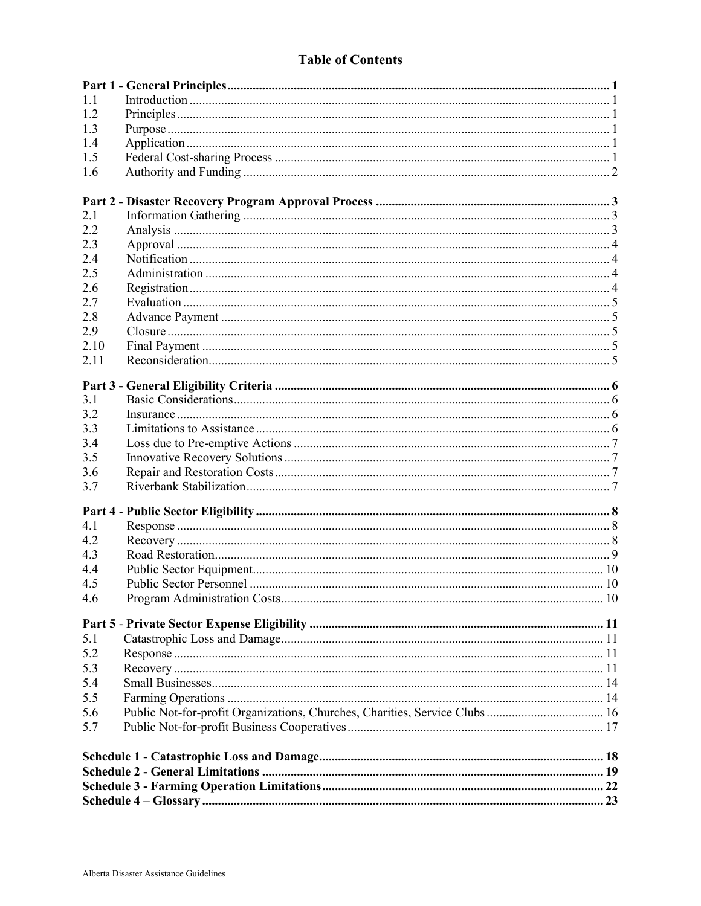# Table of Contents

| | | |
|---|---|---|
| **Part 1 - General Principles** | | **1** |
| 1.1 | Introduction | 1 |
| 1.2 | Principles | 1 |
| 1.3 | Purpose | 1 |
| 1.4 | Application | 1 |
| 1.5 | Federal Cost-sharing Process | 1 |
| 1.6 | Authority and Funding | 2 |
| **Part 2 - Disaster Recovery Program Approval Process** | | **3** |
| 2.1 | Information Gathering | 3 |
| 2.2 | Analysis | 3 |
| 2.3 | Approval | 4 |
| 2.4 | Notification | 4 |
| 2.5 | Administration | 4 |
| 2.6 | Registration | 4 |
| 2.7 | Evaluation | 5 |
| 2.8 | Advance Payment | 5 |
| 2.9 | Closure | 5 |
| 2.10 | Final Payment | 5 |
| 2.11 | Reconsideration | 5 |
| **Part 3 - General Eligibility Criteria** | | **6** |
| 3.1 | Basic Considerations | 6 |
| 3.2 | Insurance | 6 |
| 3.3 | Limitations to Assistance | 6 |
| 3.4 | Loss due to Pre-emptive Actions | 7 |
| 3.5 | Innovative Recovery Solutions | 7 |
| 3.6 | Repair and Restoration Costs | 7 |
| 3.7 | Riverbank Stabilization | 7 |
| **Part 4 - Public Sector Eligibility** | | **8** |
| 4.1 | Response | 8 |
| 4.2 | Recovery | 8 |
| 4.3 | Road Restoration | 9 |
| 4.4 | Public Sector Equipment | 10 |
| 4.5 | Public Sector Personnel | 10 |
| 4.6 | Program Administration Costs | 10 |
| **Part 5 - Private Sector Expense Eligibility** | | **11** |
| 5.1 | Catastrophic Loss and Damage | 11 |
| 5.2 | Response | 11 |
| 5.3 | Recovery | 11 |
| 5.4 | Small Businesses | 14 |
| 5.5 | Farming Operations | 14 |
| 5.6 | Public Not-for-profit Organizations, Churches, Charities, Service Clubs | 16 |
| 5.7 | Public Not-for-profit Business Cooperatives | 17 |
| **Schedule 1 - Catastrophic Loss and Damage** | | **18** |
| **Schedule 2 - General Limitations** | | **19** |
| **Schedule 3 - Farming Operation Limitations** | | **22** |
| **Schedule 4 – Glossary** | | **23** |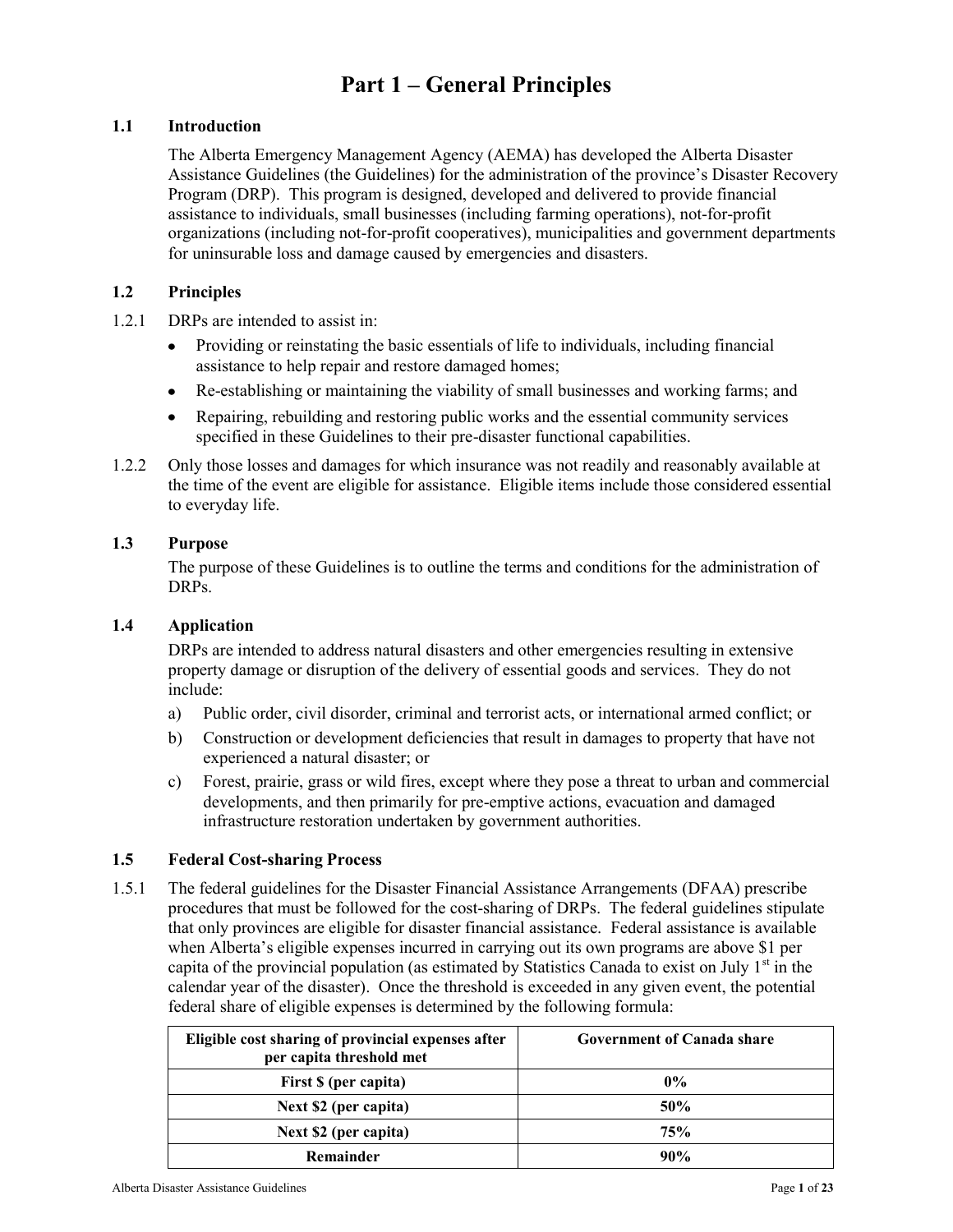# Part 1 – General Principles

## 1.1 Introduction

The Alberta Emergency Management Agency (AEMA) has developed the Alberta Disaster Assistance Guidelines (the Guidelines) for the administration of the province's Disaster Recovery Program (DRP). This program is designed, developed and delivered to provide financial assistance to individuals, small businesses (including farming operations), not-for-profit organizations (including not-for-profit cooperatives), municipalities and government departments for uninsurable loss and damage caused by emergencies and disasters.

## 1.2 Principles

1.2.1 DRPs are intended to assist in:

- Providing or reinstating the basic essentials of life to individuals, including financial assistance to help repair and restore damaged homes;
- Re-establishing or maintaining the viability of small businesses and working farms; and
- Repairing, rebuilding and restoring public works and the essential community services specified in these Guidelines to their pre-disaster functional capabilities.

1.2.2 Only those losses and damages for which insurance was not readily and reasonably available at the time of the event are eligible for assistance. Eligible items include those considered essential to everyday life.

## 1.3 Purpose

The purpose of these Guidelines is to outline the terms and conditions for the administration of DRPs.

## 1.4 Application

DRPs are intended to address natural disasters and other emergencies resulting in extensive property damage or disruption of the delivery of essential goods and services. They do not include:

a) Public order, civil disorder, criminal and terrorist acts, or international armed conflict; or

b) Construction or development deficiencies that result in damages to property that have not experienced a natural disaster; or

c) Forest, prairie, grass or wild fires, except where they pose a threat to urban and commercial developments, and then primarily for pre-emptive actions, evacuation and damaged infrastructure restoration undertaken by government authorities.

## 1.5 Federal Cost-sharing Process

1.5.1 The federal guidelines for the Disaster Financial Assistance Arrangements (DFAA) prescribe procedures that must be followed for the cost-sharing of DRPs. The federal guidelines stipulate that only provinces are eligible for disaster financial assistance. Federal assistance is available when Alberta's eligible expenses incurred in carrying out its own programs are above $1 per capita of the provincial population (as estimated by Statistics Canada to exist on July 1st in the calendar year of the disaster). Once the threshold is exceeded in any given event, the potential federal share of eligible expenses is determined by the following formula:

| Eligible cost sharing of provincial expenses after per capita threshold met | Government of Canada share |
|---|---|
| First $ (per capita) | 0% |
| Next $2 (per capita) | 50% |
| Next $2 (per capita) | 75% |
| Remainder | 90% |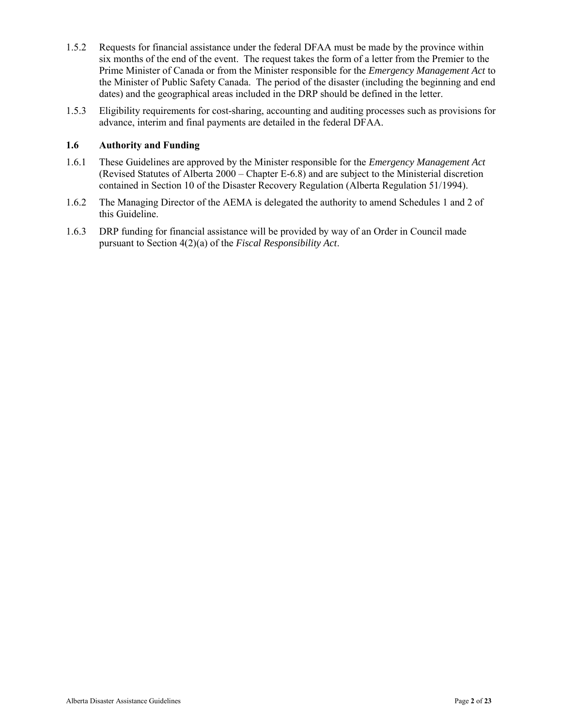1.5.2 Requests for financial assistance under the federal DFAA must be made by the province within six months of the end of the event. The request takes the form of a letter from the Premier to the Prime Minister of Canada or from the Minister responsible for the *Emergency Management Act* to the Minister of Public Safety Canada. The period of the disaster (including the beginning and end dates) and the geographical areas included in the DRP should be defined in the letter.

1.5.3 Eligibility requirements for cost-sharing, accounting and auditing processes such as provisions for advance, interim and final payments are detailed in the federal DFAA.

### 1.6 Authority and Funding

1.6.1 These Guidelines are approved by the Minister responsible for the *Emergency Management Act* (Revised Statutes of Alberta 2000 – Chapter E-6.8) and are subject to the Ministerial discretion contained in Section 10 of the Disaster Recovery Regulation (Alberta Regulation 51/1994).

1.6.2 The Managing Director of the AEMA is delegated the authority to amend Schedules 1 and 2 of this Guideline.

1.6.3 DRP funding for financial assistance will be provided by way of an Order in Council made pursuant to Section 4(2)(a) of the *Fiscal Responsibility Act*.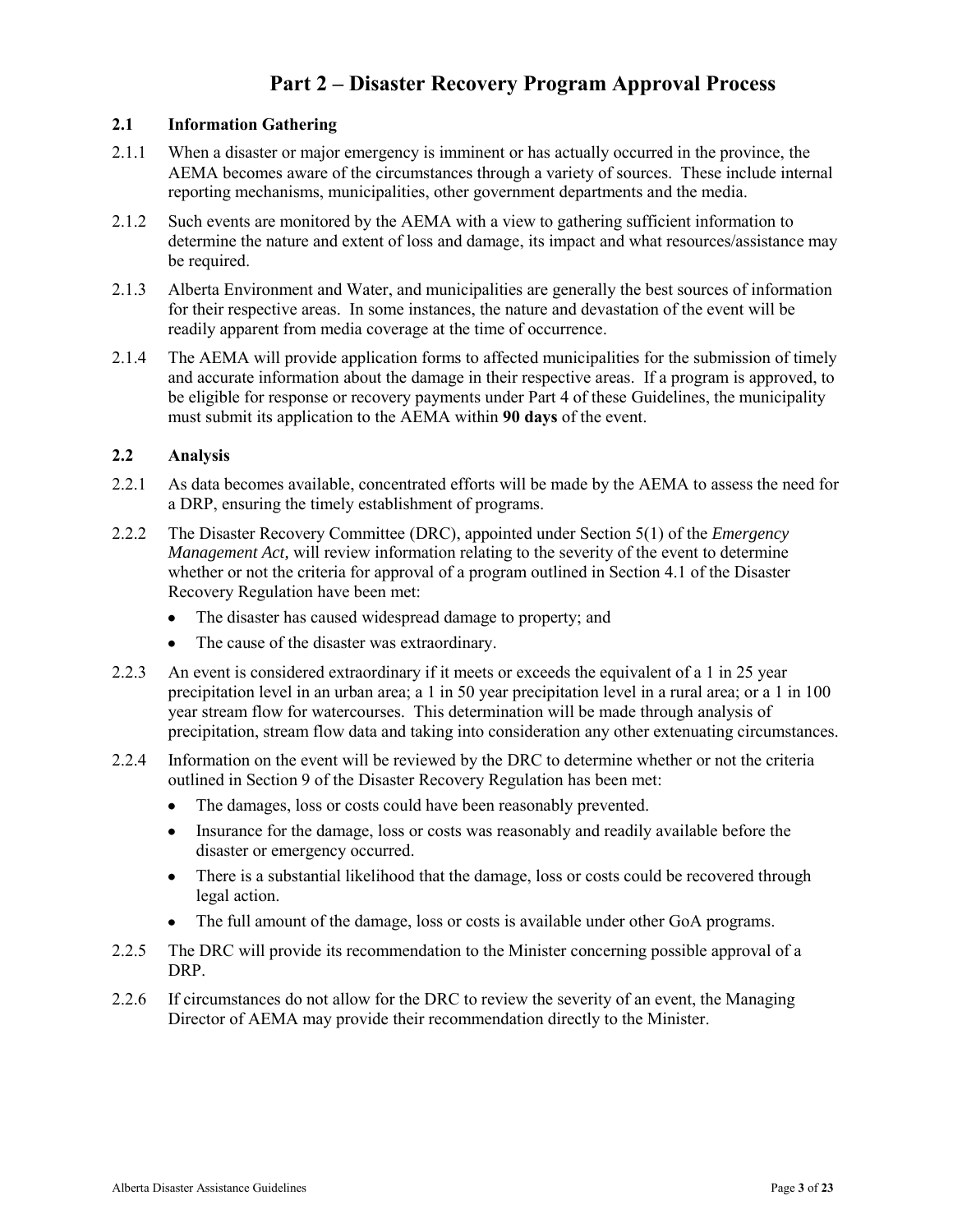# Part 2 – Disaster Recovery Program Approval Process

## 2.1 Information Gathering

2.1.1 When a disaster or major emergency is imminent or has actually occurred in the province, the AEMA becomes aware of the circumstances through a variety of sources. These include internal reporting mechanisms, municipalities, other government departments and the media.

2.1.2 Such events are monitored by the AEMA with a view to gathering sufficient information to determine the nature and extent of loss and damage, its impact and what resources/assistance may be required.

2.1.3 Alberta Environment and Water, and municipalities are generally the best sources of information for their respective areas. In some instances, the nature and devastation of the event will be readily apparent from media coverage at the time of occurrence.

2.1.4 The AEMA will provide application forms to affected municipalities for the submission of timely and accurate information about the damage in their respective areas. If a program is approved, to be eligible for response or recovery payments under Part 4 of these Guidelines, the municipality must submit its application to the AEMA within **90 days** of the event.

## 2.2 Analysis

2.2.1 As data becomes available, concentrated efforts will be made by the AEMA to assess the need for a DRP, ensuring the timely establishment of programs.

2.2.2 The Disaster Recovery Committee (DRC), appointed under Section 5(1) of the *Emergency Management Act,* will review information relating to the severity of the event to determine whether or not the criteria for approval of a program outlined in Section 4.1 of the Disaster Recovery Regulation have been met:

- The disaster has caused widespread damage to property; and
- The cause of the disaster was extraordinary.

2.2.3 An event is considered extraordinary if it meets or exceeds the equivalent of a 1 in 25 year precipitation level in an urban area; a 1 in 50 year precipitation level in a rural area; or a 1 in 100 year stream flow for watercourses. This determination will be made through analysis of precipitation, stream flow data and taking into consideration any other extenuating circumstances.

2.2.4 Information on the event will be reviewed by the DRC to determine whether or not the criteria outlined in Section 9 of the Disaster Recovery Regulation has been met:

- The damages, loss or costs could have been reasonably prevented.
- Insurance for the damage, loss or costs was reasonably and readily available before the disaster or emergency occurred.
- There is a substantial likelihood that the damage, loss or costs could be recovered through legal action.
- The full amount of the damage, loss or costs is available under other GoA programs.

2.2.5 The DRC will provide its recommendation to the Minister concerning possible approval of a DRP.

2.2.6 If circumstances do not allow for the DRC to review the severity of an event, the Managing Director of AEMA may provide their recommendation directly to the Minister.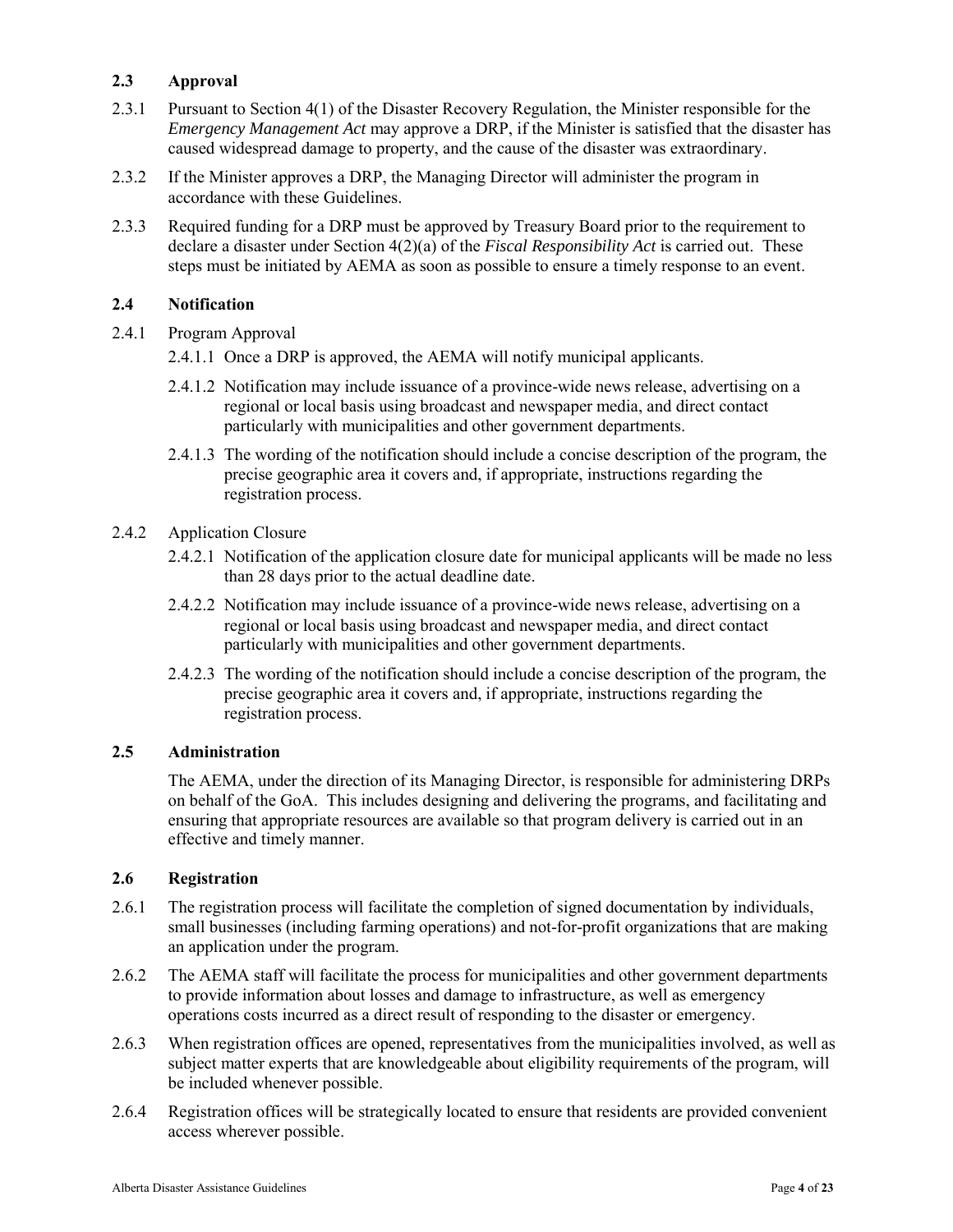### 2.3 Approval

2.3.1 Pursuant to Section 4(1) of the Disaster Recovery Regulation, the Minister responsible for the *Emergency Management Act* may approve a DRP, if the Minister is satisfied that the disaster has caused widespread damage to property, and the cause of the disaster was extraordinary.

2.3.2 If the Minister approves a DRP, the Managing Director will administer the program in accordance with these Guidelines.

2.3.3 Required funding for a DRP must be approved by Treasury Board prior to the requirement to declare a disaster under Section 4(2)(a) of the *Fiscal Responsibility Act* is carried out. These steps must be initiated by AEMA as soon as possible to ensure a timely response to an event.

### 2.4 Notification

2.4.1 Program Approval

2.4.1.1 Once a DRP is approved, the AEMA will notify municipal applicants.

2.4.1.2 Notification may include issuance of a province-wide news release, advertising on a regional or local basis using broadcast and newspaper media, and direct contact particularly with municipalities and other government departments.

2.4.1.3 The wording of the notification should include a concise description of the program, the precise geographic area it covers and, if appropriate, instructions regarding the registration process.

2.4.2 Application Closure

2.4.2.1 Notification of the application closure date for municipal applicants will be made no less than 28 days prior to the actual deadline date.

2.4.2.2 Notification may include issuance of a province-wide news release, advertising on a regional or local basis using broadcast and newspaper media, and direct contact particularly with municipalities and other government departments.

2.4.2.3 The wording of the notification should include a concise description of the program, the precise geographic area it covers and, if appropriate, instructions regarding the registration process.

### 2.5 Administration

The AEMA, under the direction of its Managing Director, is responsible for administering DRPs on behalf of the GoA. This includes designing and delivering the programs, and facilitating and ensuring that appropriate resources are available so that program delivery is carried out in an effective and timely manner.

### 2.6 Registration

2.6.1 The registration process will facilitate the completion of signed documentation by individuals, small businesses (including farming operations) and not-for-profit organizations that are making an application under the program.

2.6.2 The AEMA staff will facilitate the process for municipalities and other government departments to provide information about losses and damage to infrastructure, as well as emergency operations costs incurred as a direct result of responding to the disaster or emergency.

2.6.3 When registration offices are opened, representatives from the municipalities involved, as well as subject matter experts that are knowledgeable about eligibility requirements of the program, will be included whenever possible.

2.6.4 Registration offices will be strategically located to ensure that residents are provided convenient access wherever possible.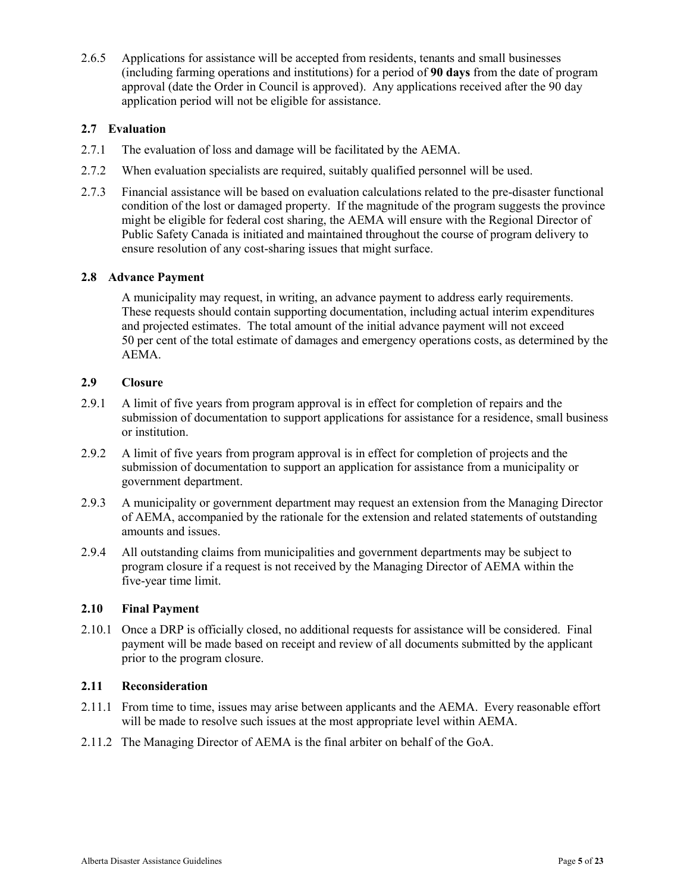2.6.5 Applications for assistance will be accepted from residents, tenants and small businesses (including farming operations and institutions) for a period of **90 days** from the date of program approval (date the Order in Council is approved). Any applications received after the 90 day application period will not be eligible for assistance.

### 2.7 Evaluation

2.7.1 The evaluation of loss and damage will be facilitated by the AEMA.

2.7.2 When evaluation specialists are required, suitably qualified personnel will be used.

2.7.3 Financial assistance will be based on evaluation calculations related to the pre-disaster functional condition of the lost or damaged property. If the magnitude of the program suggests the province might be eligible for federal cost sharing, the AEMA will ensure with the Regional Director of Public Safety Canada is initiated and maintained throughout the course of program delivery to ensure resolution of any cost-sharing issues that might surface.

### 2.8 Advance Payment

A municipality may request, in writing, an advance payment to address early requirements. These requests should contain supporting documentation, including actual interim expenditures and projected estimates. The total amount of the initial advance payment will not exceed 50 per cent of the total estimate of damages and emergency operations costs, as determined by the AEMA.

### 2.9 Closure

2.9.1 A limit of five years from program approval is in effect for completion of repairs and the submission of documentation to support applications for assistance for a residence, small business or institution.

2.9.2 A limit of five years from program approval is in effect for completion of projects and the submission of documentation to support an application for assistance from a municipality or government department.

2.9.3 A municipality or government department may request an extension from the Managing Director of AEMA, accompanied by the rationale for the extension and related statements of outstanding amounts and issues.

2.9.4 All outstanding claims from municipalities and government departments may be subject to program closure if a request is not received by the Managing Director of AEMA within the five-year time limit.

### 2.10 Final Payment

2.10.1 Once a DRP is officially closed, no additional requests for assistance will be considered. Final payment will be made based on receipt and review of all documents submitted by the applicant prior to the program closure.

### 2.11 Reconsideration

2.11.1 From time to time, issues may arise between applicants and the AEMA. Every reasonable effort will be made to resolve such issues at the most appropriate level within AEMA.

2.11.2 The Managing Director of AEMA is the final arbiter on behalf of the GoA.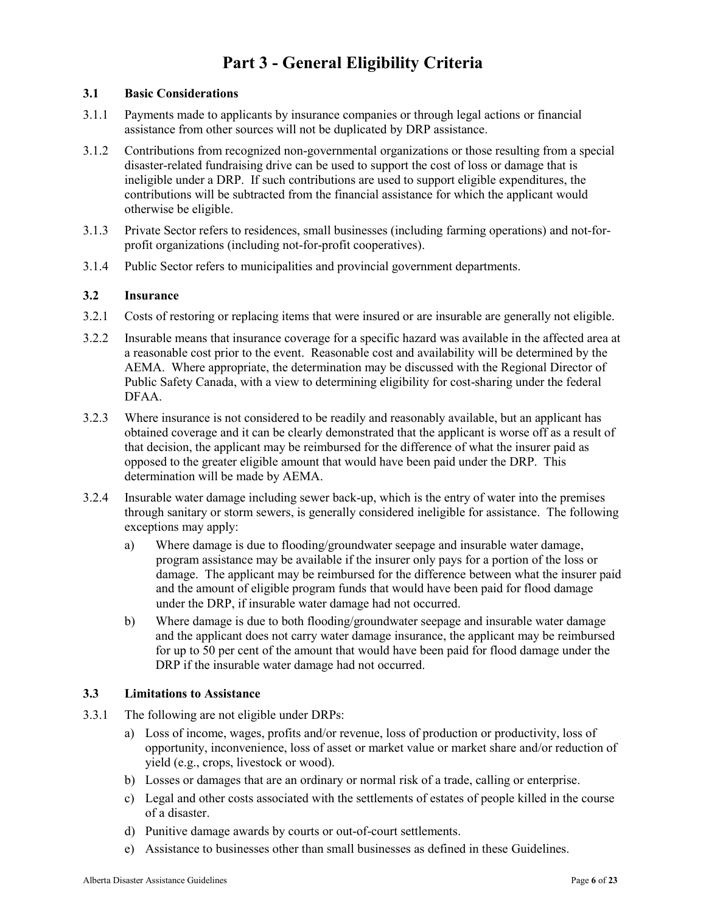# Part 3 - General Eligibility Criteria

## 3.1 Basic Considerations

3.1.1 Payments made to applicants by insurance companies or through legal actions or financial assistance from other sources will not be duplicated by DRP assistance.

3.1.2 Contributions from recognized non-governmental organizations or those resulting from a special disaster-related fundraising drive can be used to support the cost of loss or damage that is ineligible under a DRP. If such contributions are used to support eligible expenditures, the contributions will be subtracted from the financial assistance for which the applicant would otherwise be eligible.

3.1.3 Private Sector refers to residences, small businesses (including farming operations) and not-for-profit organizations (including not-for-profit cooperatives).

3.1.4 Public Sector refers to municipalities and provincial government departments.

## 3.2 Insurance

3.2.1 Costs of restoring or replacing items that were insured or are insurable are generally not eligible.

3.2.2 Insurable means that insurance coverage for a specific hazard was available in the affected area at a reasonable cost prior to the event. Reasonable cost and availability will be determined by the AEMA. Where appropriate, the determination may be discussed with the Regional Director of Public Safety Canada, with a view to determining eligibility for cost-sharing under the federal DFAA.

3.2.3 Where insurance is not considered to be readily and reasonably available, but an applicant has obtained coverage and it can be clearly demonstrated that the applicant is worse off as a result of that decision, the applicant may be reimbursed for the difference of what the insurer paid as opposed to the greater eligible amount that would have been paid under the DRP. This determination will be made by AEMA.

3.2.4 Insurable water damage including sewer back-up, which is the entry of water into the premises through sanitary or storm sewers, is generally considered ineligible for assistance. The following exceptions may apply:

a) Where damage is due to flooding/groundwater seepage and insurable water damage, program assistance may be available if the insurer only pays for a portion of the loss or damage. The applicant may be reimbursed for the difference between what the insurer paid and the amount of eligible program funds that would have been paid for flood damage under the DRP, if insurable water damage had not occurred.

b) Where damage is due to both flooding/groundwater seepage and insurable water damage and the applicant does not carry water damage insurance, the applicant may be reimbursed for up to 50 per cent of the amount that would have been paid for flood damage under the DRP if the insurable water damage had not occurred.

## 3.3 Limitations to Assistance

3.3.1 The following are not eligible under DRPs:

a) Loss of income, wages, profits and/or revenue, loss of production or productivity, loss of opportunity, inconvenience, loss of asset or market value or market share and/or reduction of yield (e.g., crops, livestock or wood).

b) Losses or damages that are an ordinary or normal risk of a trade, calling or enterprise.

c) Legal and other costs associated with the settlements of estates of people killed in the course of a disaster.

d) Punitive damage awards by courts or out-of-court settlements.

e) Assistance to businesses other than small businesses as defined in these Guidelines.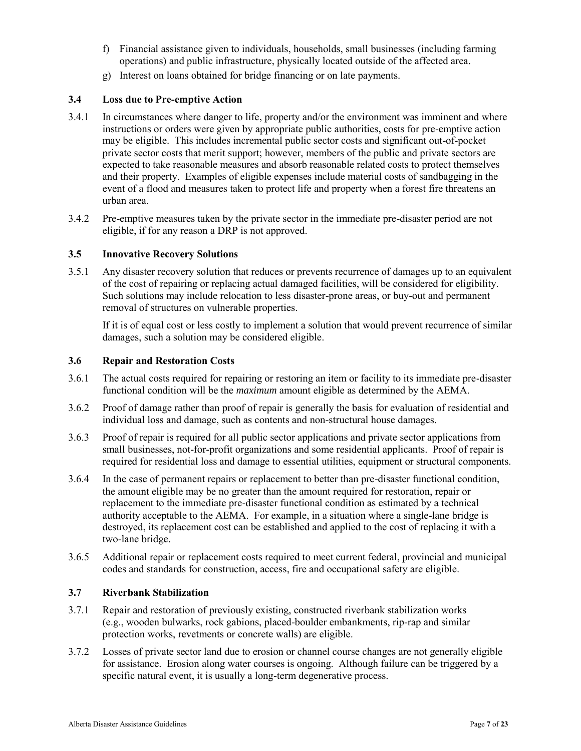f) Financial assistance given to individuals, households, small businesses (including farming operations) and public infrastructure, physically located outside of the affected area.

g) Interest on loans obtained for bridge financing or on late payments.

### 3.4 Loss due to Pre-emptive Action

3.4.1 In circumstances where danger to life, property and/or the environment was imminent and where instructions or orders were given by appropriate public authorities, costs for pre-emptive action may be eligible. This includes incremental public sector costs and significant out-of-pocket private sector costs that merit support; however, members of the public and private sectors are expected to take reasonable measures and absorb reasonable related costs to protect themselves and their property. Examples of eligible expenses include material costs of sandbagging in the event of a flood and measures taken to protect life and property when a forest fire threatens an urban area.

3.4.2 Pre-emptive measures taken by the private sector in the immediate pre-disaster period are not eligible, if for any reason a DRP is not approved.

### 3.5 Innovative Recovery Solutions

3.5.1 Any disaster recovery solution that reduces or prevents recurrence of damages up to an equivalent of the cost of repairing or replacing actual damaged facilities, will be considered for eligibility. Such solutions may include relocation to less disaster-prone areas, or buy-out and permanent removal of structures on vulnerable properties.

If it is of equal cost or less costly to implement a solution that would prevent recurrence of similar damages, such a solution may be considered eligible.

### 3.6 Repair and Restoration Costs

3.6.1 The actual costs required for repairing or restoring an item or facility to its immediate pre-disaster functional condition will be the *maximum* amount eligible as determined by the AEMA.

3.6.2 Proof of damage rather than proof of repair is generally the basis for evaluation of residential and individual loss and damage, such as contents and non-structural house damages.

3.6.3 Proof of repair is required for all public sector applications and private sector applications from small businesses, not-for-profit organizations and some residential applicants. Proof of repair is required for residential loss and damage to essential utilities, equipment or structural components.

3.6.4 In the case of permanent repairs or replacement to better than pre-disaster functional condition, the amount eligible may be no greater than the amount required for restoration, repair or replacement to the immediate pre-disaster functional condition as estimated by a technical authority acceptable to the AEMA. For example, in a situation where a single-lane bridge is destroyed, its replacement cost can be established and applied to the cost of replacing it with a two-lane bridge.

3.6.5 Additional repair or replacement costs required to meet current federal, provincial and municipal codes and standards for construction, access, fire and occupational safety are eligible.

### 3.7 Riverbank Stabilization

3.7.1 Repair and restoration of previously existing, constructed riverbank stabilization works (e.g., wooden bulwarks, rock gabions, placed-boulder embankments, rip-rap and similar protection works, revetments or concrete walls) are eligible.

3.7.2 Losses of private sector land due to erosion or channel course changes are not generally eligible for assistance. Erosion along water courses is ongoing. Although failure can be triggered by a specific natural event, it is usually a long-term degenerative process.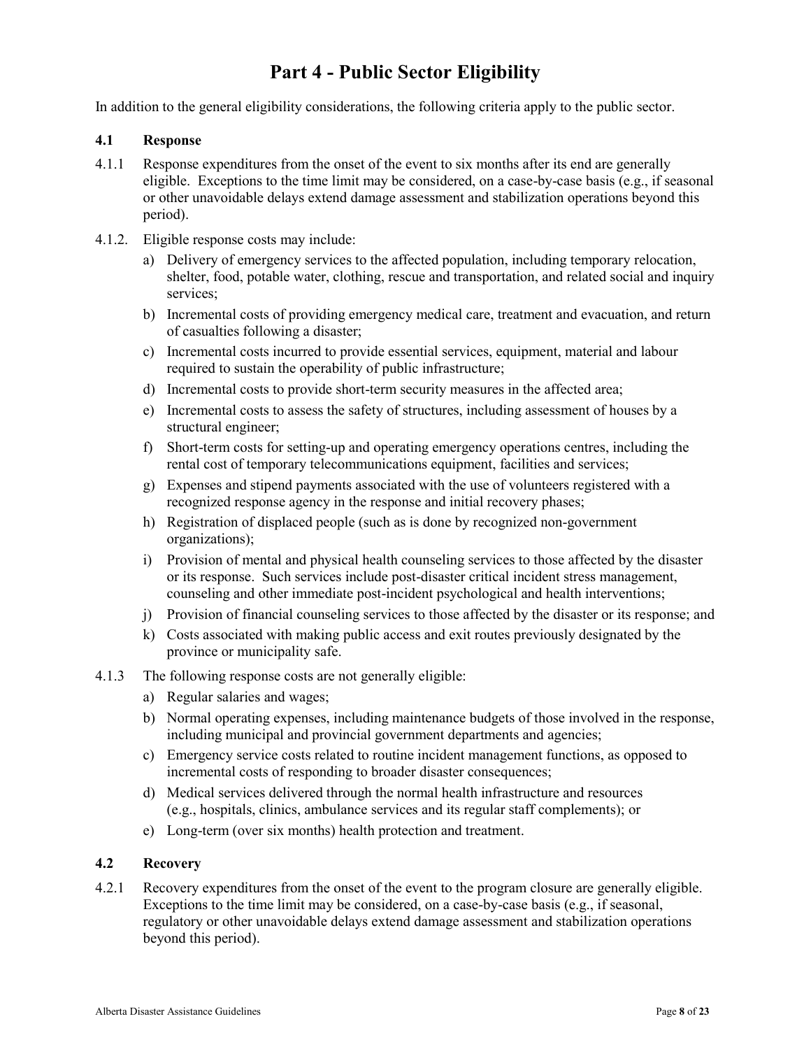# Part 4 - Public Sector Eligibility

In addition to the general eligibility considerations, the following criteria apply to the public sector.

## 4.1 Response

4.1.1 Response expenditures from the onset of the event to six months after its end are generally eligible. Exceptions to the time limit may be considered, on a case-by-case basis (e.g., if seasonal or other unavoidable delays extend damage assessment and stabilization operations beyond this period).

4.1.2. Eligible response costs may include:

a) Delivery of emergency services to the affected population, including temporary relocation, shelter, food, potable water, clothing, rescue and transportation, and related social and inquiry services;
b) Incremental costs of providing emergency medical care, treatment and evacuation, and return of casualties following a disaster;
c) Incremental costs incurred to provide essential services, equipment, material and labour required to sustain the operability of public infrastructure;
d) Incremental costs to provide short-term security measures in the affected area;
e) Incremental costs to assess the safety of structures, including assessment of houses by a structural engineer;
f) Short-term costs for setting-up and operating emergency operations centres, including the rental cost of temporary telecommunications equipment, facilities and services;
g) Expenses and stipend payments associated with the use of volunteers registered with a recognized response agency in the response and initial recovery phases;
h) Registration of displaced people (such as is done by recognized non-government organizations);
i) Provision of mental and physical health counseling services to those affected by the disaster or its response. Such services include post-disaster critical incident stress management, counseling and other immediate post-incident psychological and health interventions;
j) Provision of financial counseling services to those affected by the disaster or its response; and
k) Costs associated with making public access and exit routes previously designated by the province or municipality safe.

4.1.3 The following response costs are not generally eligible:

a) Regular salaries and wages;
b) Normal operating expenses, including maintenance budgets of those involved in the response, including municipal and provincial government departments and agencies;
c) Emergency service costs related to routine incident management functions, as opposed to incremental costs of responding to broader disaster consequences;
d) Medical services delivered through the normal health infrastructure and resources (e.g., hospitals, clinics, ambulance services and its regular staff complements); or
e) Long-term (over six months) health protection and treatment.

## 4.2 Recovery

4.2.1 Recovery expenditures from the onset of the event to the program closure are generally eligible. Exceptions to the time limit may be considered, on a case-by-case basis (e.g., if seasonal, regulatory or other unavoidable delays extend damage assessment and stabilization operations beyond this period).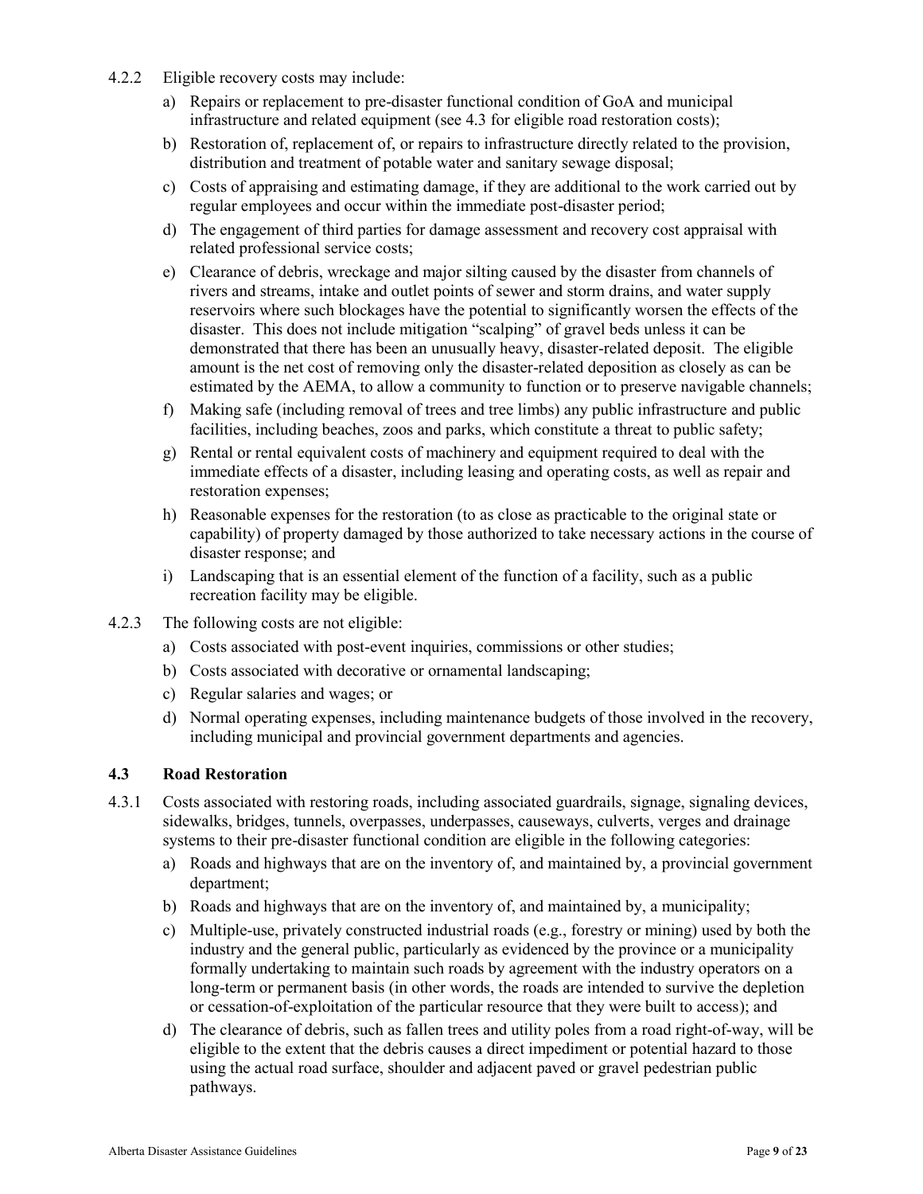4.2.2 Eligible recovery costs may include:

a) Repairs or replacement to pre-disaster functional condition of GoA and municipal infrastructure and related equipment (see 4.3 for eligible road restoration costs);

b) Restoration of, replacement of, or repairs to infrastructure directly related to the provision, distribution and treatment of potable water and sanitary sewage disposal;

c) Costs of appraising and estimating damage, if they are additional to the work carried out by regular employees and occur within the immediate post-disaster period;

d) The engagement of third parties for damage assessment and recovery cost appraisal with related professional service costs;

e) Clearance of debris, wreckage and major silting caused by the disaster from channels of rivers and streams, intake and outlet points of sewer and storm drains, and water supply reservoirs where such blockages have the potential to significantly worsen the effects of the disaster. This does not include mitigation "scalping" of gravel beds unless it can be demonstrated that there has been an unusually heavy, disaster-related deposit. The eligible amount is the net cost of removing only the disaster-related deposition as closely as can be estimated by the AEMA, to allow a community to function or to preserve navigable channels;

f) Making safe (including removal of trees and tree limbs) any public infrastructure and public facilities, including beaches, zoos and parks, which constitute a threat to public safety;

g) Rental or rental equivalent costs of machinery and equipment required to deal with the immediate effects of a disaster, including leasing and operating costs, as well as repair and restoration expenses;

h) Reasonable expenses for the restoration (to as close as practicable to the original state or capability) of property damaged by those authorized to take necessary actions in the course of disaster response; and

i) Landscaping that is an essential element of the function of a facility, such as a public recreation facility may be eligible.

4.2.3 The following costs are not eligible:

a) Costs associated with post-event inquiries, commissions or other studies;

b) Costs associated with decorative or ornamental landscaping;

c) Regular salaries and wages; or

d) Normal operating expenses, including maintenance budgets of those involved in the recovery, including municipal and provincial government departments and agencies.

### 4.3 Road Restoration

4.3.1 Costs associated with restoring roads, including associated guardrails, signage, signaling devices, sidewalks, bridges, tunnels, overpasses, underpasses, causeways, culverts, verges and drainage systems to their pre-disaster functional condition are eligible in the following categories:

a) Roads and highways that are on the inventory of, and maintained by, a provincial government department;

b) Roads and highways that are on the inventory of, and maintained by, a municipality;

c) Multiple-use, privately constructed industrial roads (e.g., forestry or mining) used by both the industry and the general public, particularly as evidenced by the province or a municipality formally undertaking to maintain such roads by agreement with the industry operators on a long-term or permanent basis (in other words, the roads are intended to survive the depletion or cessation-of-exploitation of the particular resource that they were built to access); and

d) The clearance of debris, such as fallen trees and utility poles from a road right-of-way, will be eligible to the extent that the debris causes a direct impediment or potential hazard to those using the actual road surface, shoulder and adjacent paved or gravel pedestrian public pathways.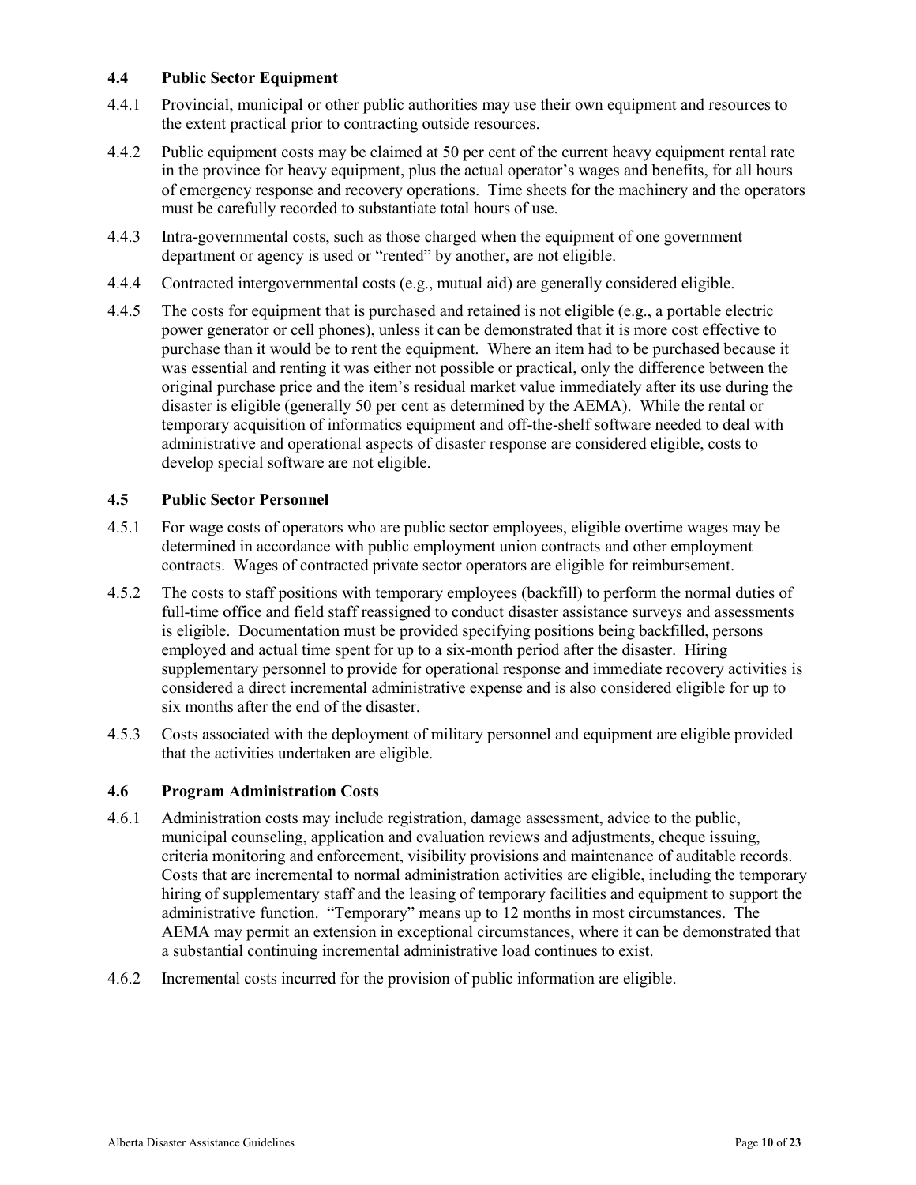### 4.4 Public Sector Equipment

4.4.1 Provincial, municipal or other public authorities may use their own equipment and resources to the extent practical prior to contracting outside resources.

4.4.2 Public equipment costs may be claimed at 50 per cent of the current heavy equipment rental rate in the province for heavy equipment, plus the actual operator's wages and benefits, for all hours of emergency response and recovery operations. Time sheets for the machinery and the operators must be carefully recorded to substantiate total hours of use.

4.4.3 Intra-governmental costs, such as those charged when the equipment of one government department or agency is used or "rented" by another, are not eligible.

4.4.4 Contracted intergovernmental costs (e.g., mutual aid) are generally considered eligible.

4.4.5 The costs for equipment that is purchased and retained is not eligible (e.g., a portable electric power generator or cell phones), unless it can be demonstrated that it is more cost effective to purchase than it would be to rent the equipment. Where an item had to be purchased because it was essential and renting it was either not possible or practical, only the difference between the original purchase price and the item's residual market value immediately after its use during the disaster is eligible (generally 50 per cent as determined by the AEMA). While the rental or temporary acquisition of informatics equipment and off-the-shelf software needed to deal with administrative and operational aspects of disaster response are considered eligible, costs to develop special software are not eligible.

### 4.5 Public Sector Personnel

4.5.1 For wage costs of operators who are public sector employees, eligible overtime wages may be determined in accordance with public employment union contracts and other employment contracts. Wages of contracted private sector operators are eligible for reimbursement.

4.5.2 The costs to staff positions with temporary employees (backfill) to perform the normal duties of full-time office and field staff reassigned to conduct disaster assistance surveys and assessments is eligible. Documentation must be provided specifying positions being backfilled, persons employed and actual time spent for up to a six-month period after the disaster. Hiring supplementary personnel to provide for operational response and immediate recovery activities is considered a direct incremental administrative expense and is also considered eligible for up to six months after the end of the disaster.

4.5.3 Costs associated with the deployment of military personnel and equipment are eligible provided that the activities undertaken are eligible.

### 4.6 Program Administration Costs

4.6.1 Administration costs may include registration, damage assessment, advice to the public, municipal counseling, application and evaluation reviews and adjustments, cheque issuing, criteria monitoring and enforcement, visibility provisions and maintenance of auditable records. Costs that are incremental to normal administration activities are eligible, including the temporary hiring of supplementary staff and the leasing of temporary facilities and equipment to support the administrative function. "Temporary" means up to 12 months in most circumstances. The AEMA may permit an extension in exceptional circumstances, where it can be demonstrated that a substantial continuing incremental administrative load continues to exist.

4.6.2 Incremental costs incurred for the provision of public information are eligible.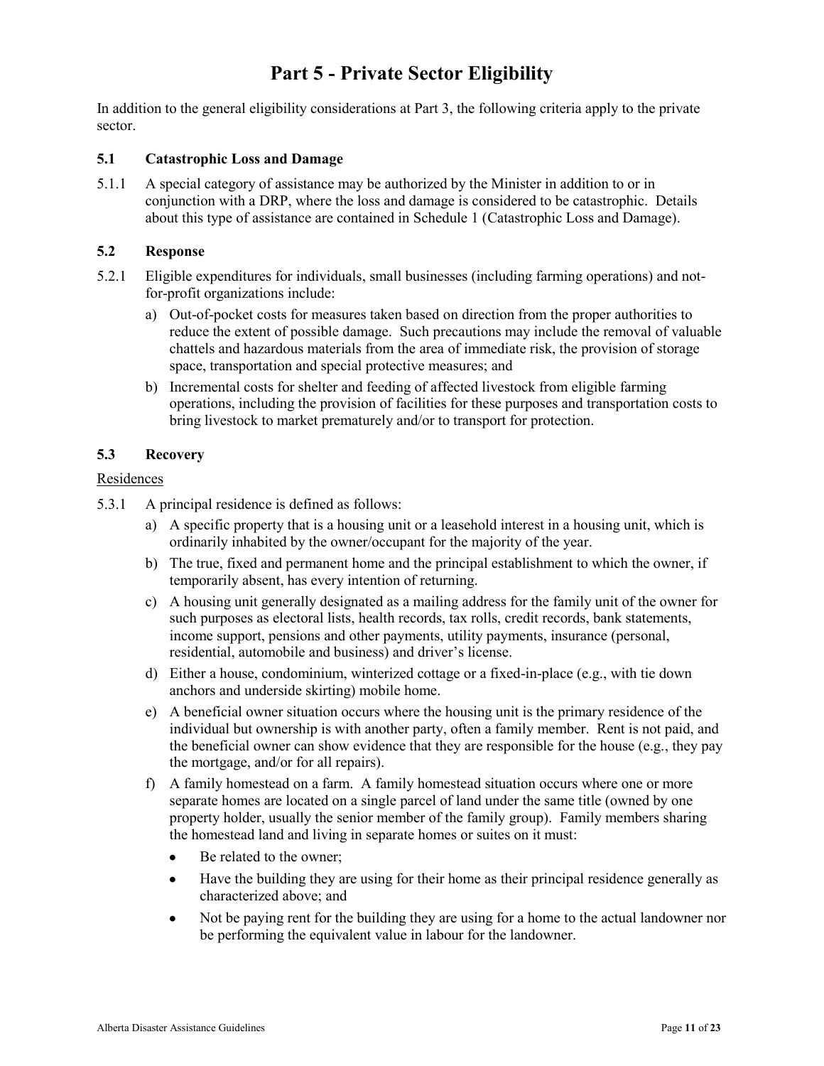# Part 5 - Private Sector Eligibility

In addition to the general eligibility considerations at Part 3, the following criteria apply to the private sector.

### 5.1 Catastrophic Loss and Damage

5.1.1 A special category of assistance may be authorized by the Minister in addition to or in conjunction with a DRP, where the loss and damage is considered to be catastrophic. Details about this type of assistance are contained in Schedule 1 (Catastrophic Loss and Damage).

### 5.2 Response

5.2.1 Eligible expenditures for individuals, small businesses (including farming operations) and not-for-profit organizations include:

a) Out-of-pocket costs for measures taken based on direction from the proper authorities to reduce the extent of possible damage. Such precautions may include the removal of valuable chattels and hazardous materials from the area of immediate risk, the provision of storage space, transportation and special protective measures; and

b) Incremental costs for shelter and feeding of affected livestock from eligible farming operations, including the provision of facilities for these purposes and transportation costs to bring livestock to market prematurely and/or to transport for protection.

### 5.3 Recovery

Residences

5.3.1 A principal residence is defined as follows:

a) A specific property that is a housing unit or a leasehold interest in a housing unit, which is ordinarily inhabited by the owner/occupant for the majority of the year.

b) The true, fixed and permanent home and the principal establishment to which the owner, if temporarily absent, has every intention of returning.

c) A housing unit generally designated as a mailing address for the family unit of the owner for such purposes as electoral lists, health records, tax rolls, credit records, bank statements, income support, pensions and other payments, utility payments, insurance (personal, residential, automobile and business) and driver's license.

d) Either a house, condominium, winterized cottage or a fixed-in-place (e.g., with tie down anchors and underside skirting) mobile home.

e) A beneficial owner situation occurs where the housing unit is the primary residence of the individual but ownership is with another party, often a family member. Rent is not paid, and the beneficial owner can show evidence that they are responsible for the house (e.g., they pay the mortgage, and/or for all repairs).

f) A family homestead on a farm. A family homestead situation occurs where one or more separate homes are located on a single parcel of land under the same title (owned by one property holder, usually the senior member of the family group). Family members sharing the homestead land and living in separate homes or suites on it must:

- Be related to the owner;
- Have the building they are using for their home as their principal residence generally as characterized above; and
- Not be paying rent for the building they are using for a home to the actual landowner nor be performing the equivalent value in labour for the landowner.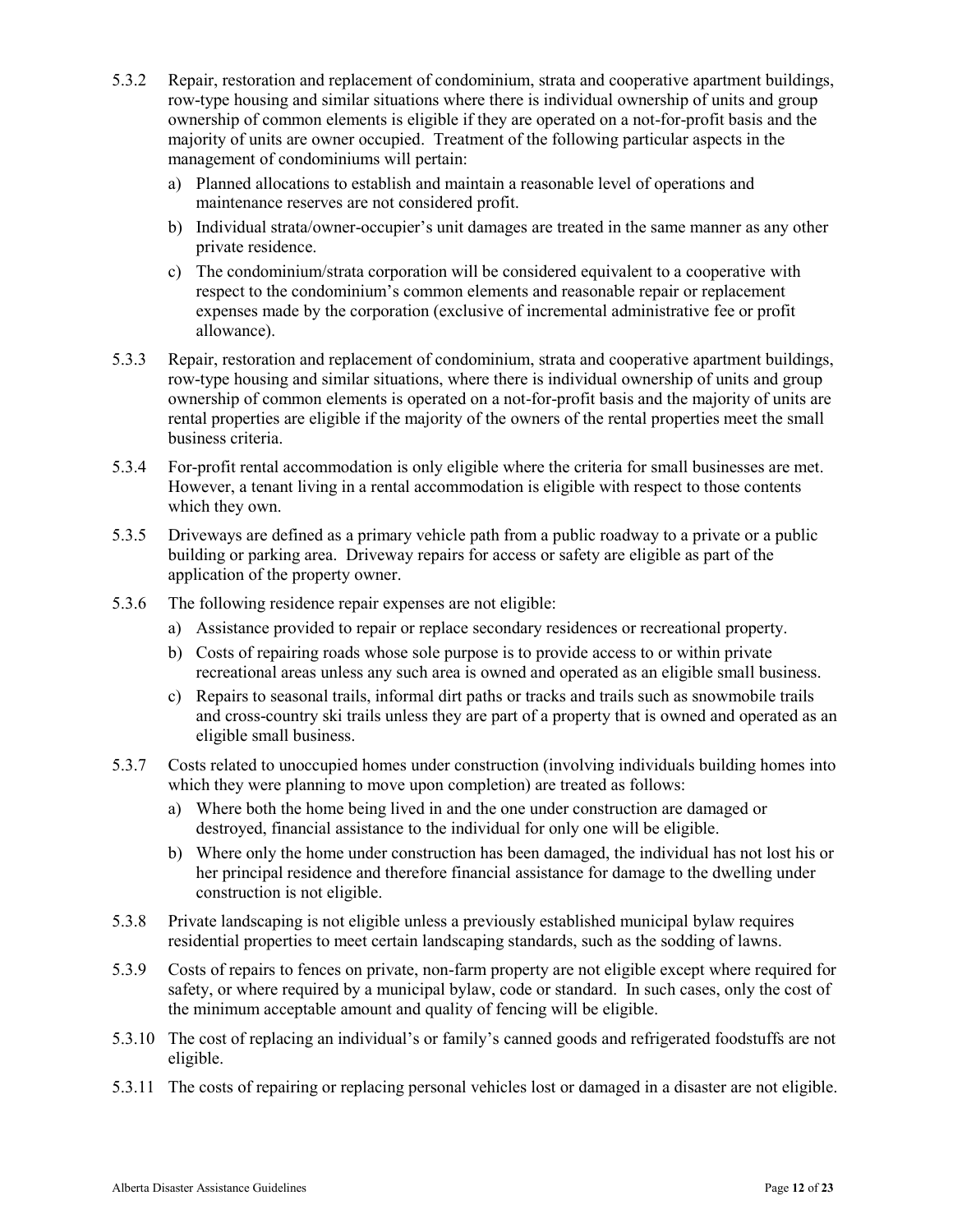5.3.2 Repair, restoration and replacement of condominium, strata and cooperative apartment buildings, row-type housing and similar situations where there is individual ownership of units and group ownership of common elements is eligible if they are operated on a not-for-profit basis and the majority of units are owner occupied. Treatment of the following particular aspects in the management of condominiums will pertain:

a) Planned allocations to establish and maintain a reasonable level of operations and maintenance reserves are not considered profit.

b) Individual strata/owner-occupier's unit damages are treated in the same manner as any other private residence.

c) The condominium/strata corporation will be considered equivalent to a cooperative with respect to the condominium's common elements and reasonable repair or replacement expenses made by the corporation (exclusive of incremental administrative fee or profit allowance).

5.3.3 Repair, restoration and replacement of condominium, strata and cooperative apartment buildings, row-type housing and similar situations, where there is individual ownership of units and group ownership of common elements is operated on a not-for-profit basis and the majority of units are rental properties are eligible if the majority of the owners of the rental properties meet the small business criteria.

5.3.4 For-profit rental accommodation is only eligible where the criteria for small businesses are met. However, a tenant living in a rental accommodation is eligible with respect to those contents which they own.

5.3.5 Driveways are defined as a primary vehicle path from a public roadway to a private or a public building or parking area. Driveway repairs for access or safety are eligible as part of the application of the property owner.

5.3.6 The following residence repair expenses are not eligible:

a) Assistance provided to repair or replace secondary residences or recreational property.

b) Costs of repairing roads whose sole purpose is to provide access to or within private recreational areas unless any such area is owned and operated as an eligible small business.

c) Repairs to seasonal trails, informal dirt paths or tracks and trails such as snowmobile trails and cross-country ski trails unless they are part of a property that is owned and operated as an eligible small business.

5.3.7 Costs related to unoccupied homes under construction (involving individuals building homes into which they were planning to move upon completion) are treated as follows:

a) Where both the home being lived in and the one under construction are damaged or destroyed, financial assistance to the individual for only one will be eligible.

b) Where only the home under construction has been damaged, the individual has not lost his or her principal residence and therefore financial assistance for damage to the dwelling under construction is not eligible.

5.3.8 Private landscaping is not eligible unless a previously established municipal bylaw requires residential properties to meet certain landscaping standards, such as the sodding of lawns.

5.3.9 Costs of repairs to fences on private, non-farm property are not eligible except where required for safety, or where required by a municipal bylaw, code or standard. In such cases, only the cost of the minimum acceptable amount and quality of fencing will be eligible.

5.3.10 The cost of replacing an individual's or family's canned goods and refrigerated foodstuffs are not eligible.

5.3.11 The costs of repairing or replacing personal vehicles lost or damaged in a disaster are not eligible.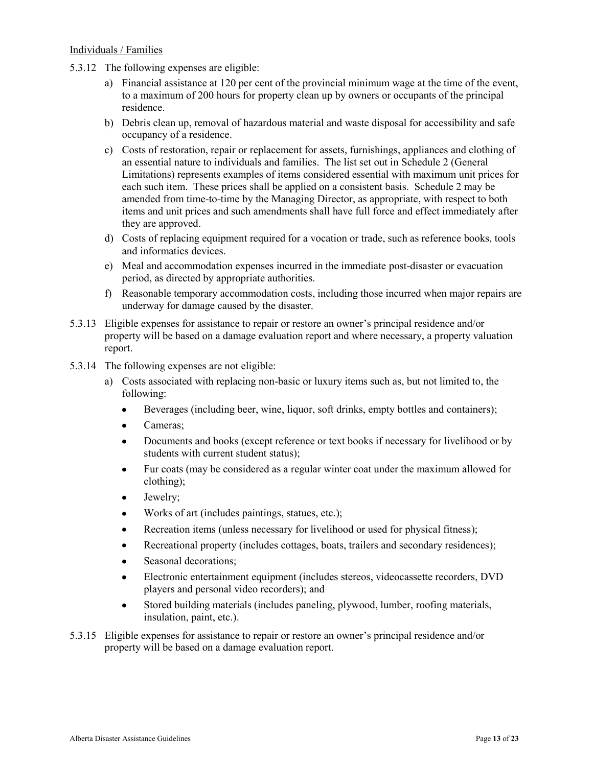Individuals / Families

5.3.12 The following expenses are eligible:

a) Financial assistance at 120 per cent of the provincial minimum wage at the time of the event, to a maximum of 200 hours for property clean up by owners or occupants of the principal residence.

b) Debris clean up, removal of hazardous material and waste disposal for accessibility and safe occupancy of a residence.

c) Costs of restoration, repair or replacement for assets, furnishings, appliances and clothing of an essential nature to individuals and families. The list set out in Schedule 2 (General Limitations) represents examples of items considered essential with maximum unit prices for each such item. These prices shall be applied on a consistent basis. Schedule 2 may be amended from time-to-time by the Managing Director, as appropriate, with respect to both items and unit prices and such amendments shall have full force and effect immediately after they are approved.

d) Costs of replacing equipment required for a vocation or trade, such as reference books, tools and informatics devices.

e) Meal and accommodation expenses incurred in the immediate post-disaster or evacuation period, as directed by appropriate authorities.

f) Reasonable temporary accommodation costs, including those incurred when major repairs are underway for damage caused by the disaster.

5.3.13 Eligible expenses for assistance to repair or restore an owner's principal residence and/or property will be based on a damage evaluation report and where necessary, a property valuation report.

5.3.14 The following expenses are not eligible:

a) Costs associated with replacing non-basic or luxury items such as, but not limited to, the following:

- Beverages (including beer, wine, liquor, soft drinks, empty bottles and containers);
- Cameras;
- Documents and books (except reference or text books if necessary for livelihood or by students with current student status);
- Fur coats (may be considered as a regular winter coat under the maximum allowed for clothing);
- Jewelry;
- Works of art (includes paintings, statues, etc.);
- Recreation items (unless necessary for livelihood or used for physical fitness);
- Recreational property (includes cottages, boats, trailers and secondary residences);
- Seasonal decorations;
- Electronic entertainment equipment (includes stereos, videocassette recorders, DVD players and personal video recorders); and
- Stored building materials (includes paneling, plywood, lumber, roofing materials, insulation, paint, etc.).

5.3.15 Eligible expenses for assistance to repair or restore an owner's principal residence and/or property will be based on a damage evaluation report.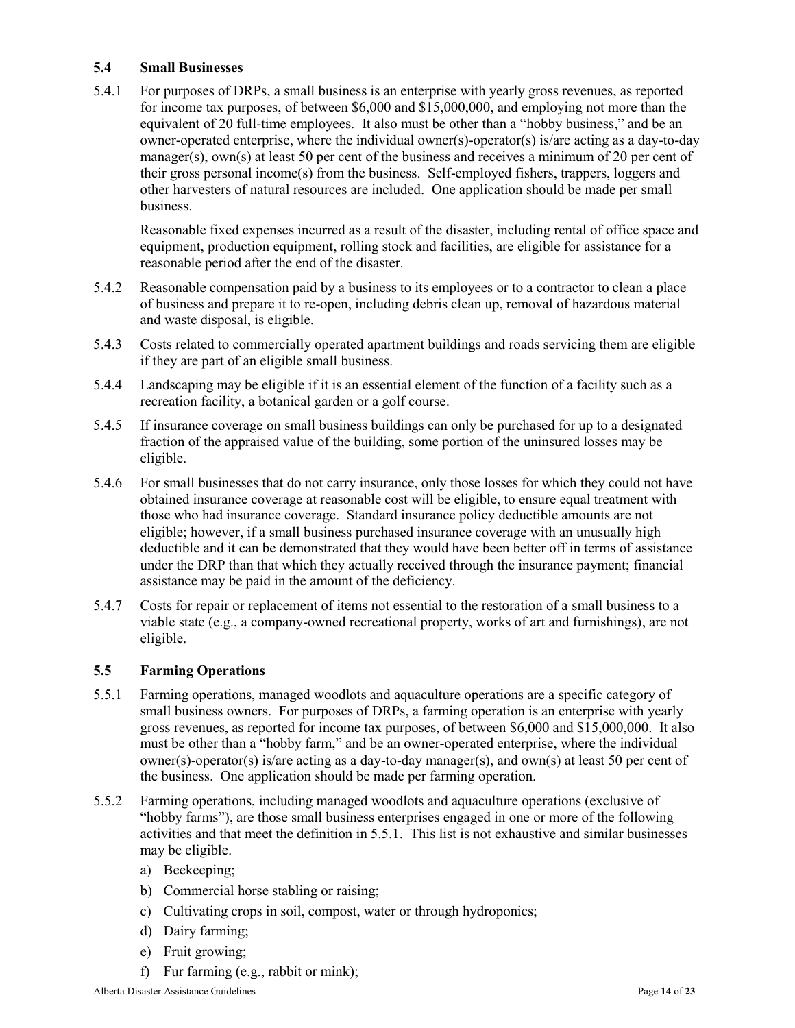### 5.4 Small Businesses

5.4.1 For purposes of DRPs, a small business is an enterprise with yearly gross revenues, as reported for income tax purposes, of between $6,000 and $15,000,000, and employing not more than the equivalent of 20 full-time employees. It also must be other than a "hobby business," and be an owner-operated enterprise, where the individual owner(s)-operator(s) is/are acting as a day-to-day manager(s), own(s) at least 50 per cent of the business and receives a minimum of 20 per cent of their gross personal income(s) from the business. Self-employed fishers, trappers, loggers and other harvesters of natural resources are included. One application should be made per small business.

Reasonable fixed expenses incurred as a result of the disaster, including rental of office space and equipment, production equipment, rolling stock and facilities, are eligible for assistance for a reasonable period after the end of the disaster.

5.4.2 Reasonable compensation paid by a business to its employees or to a contractor to clean a place of business and prepare it to re-open, including debris clean up, removal of hazardous material and waste disposal, is eligible.

5.4.3 Costs related to commercially operated apartment buildings and roads servicing them are eligible if they are part of an eligible small business.

5.4.4 Landscaping may be eligible if it is an essential element of the function of a facility such as a recreation facility, a botanical garden or a golf course.

5.4.5 If insurance coverage on small business buildings can only be purchased for up to a designated fraction of the appraised value of the building, some portion of the uninsured losses may be eligible.

5.4.6 For small businesses that do not carry insurance, only those losses for which they could not have obtained insurance coverage at reasonable cost will be eligible, to ensure equal treatment with those who had insurance coverage. Standard insurance policy deductible amounts are not eligible; however, if a small business purchased insurance coverage with an unusually high deductible and it can be demonstrated that they would have been better off in terms of assistance under the DRP than that which they actually received through the insurance payment; financial assistance may be paid in the amount of the deficiency.

5.4.7 Costs for repair or replacement of items not essential to the restoration of a small business to a viable state (e.g., a company-owned recreational property, works of art and furnishings), are not eligible.

### 5.5 Farming Operations

5.5.1 Farming operations, managed woodlots and aquaculture operations are a specific category of small business owners. For purposes of DRPs, a farming operation is an enterprise with yearly gross revenues, as reported for income tax purposes, of between $6,000 and $15,000,000. It also must be other than a "hobby farm," and be an owner-operated enterprise, where the individual owner(s)-operator(s) is/are acting as a day-to-day manager(s), and own(s) at least 50 per cent of the business. One application should be made per farming operation.

5.5.2 Farming operations, including managed woodlots and aquaculture operations (exclusive of "hobby farms"), are those small business enterprises engaged in one or more of the following activities and that meet the definition in 5.5.1. This list is not exhaustive and similar businesses may be eligible.

a) Beekeeping;
b) Commercial horse stabling or raising;
c) Cultivating crops in soil, compost, water or through hydroponics;
d) Dairy farming;
e) Fruit growing;
f) Fur farming (e.g., rabbit or mink);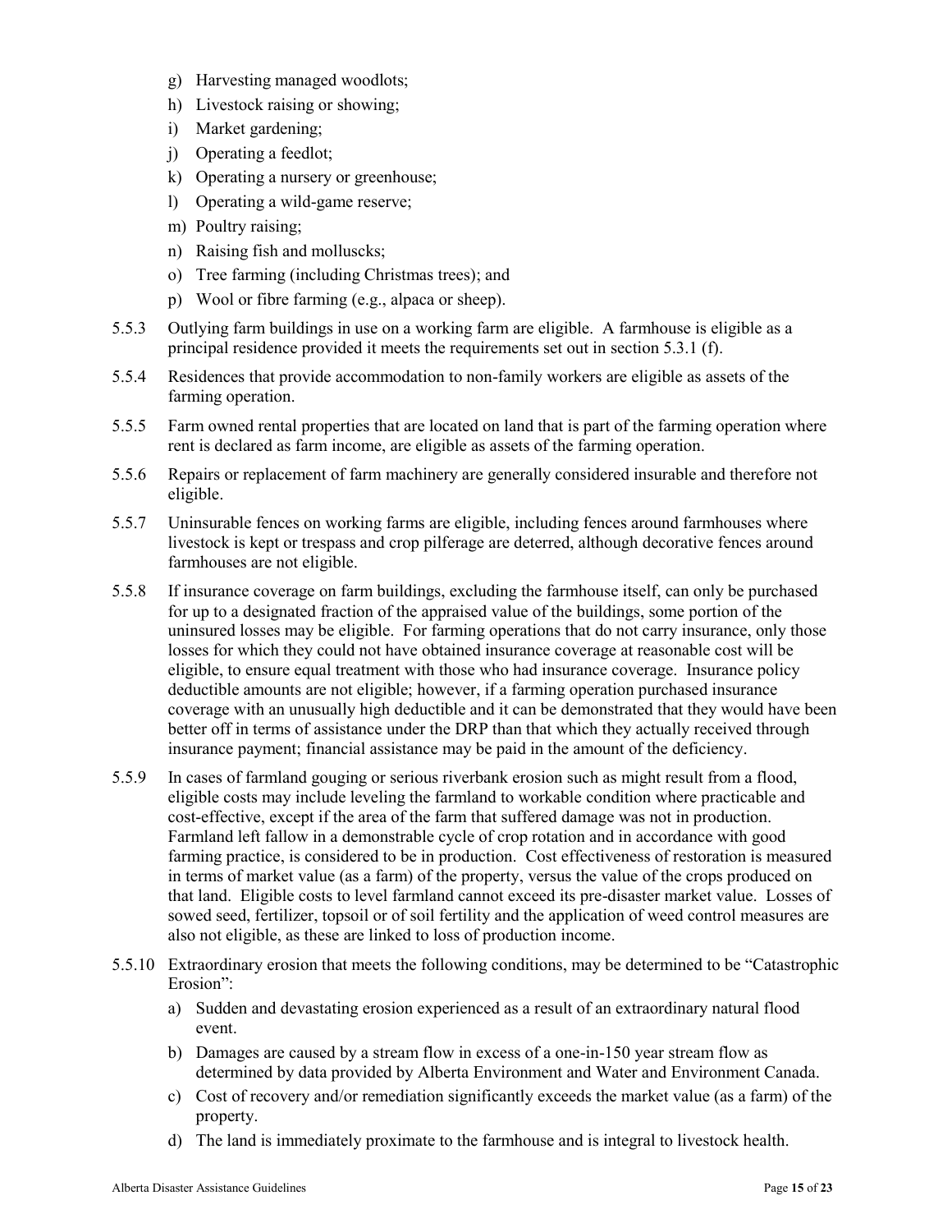g) Harvesting managed woodlots;
h) Livestock raising or showing;
i) Market gardening;
j) Operating a feedlot;
k) Operating a nursery or greenhouse;
l) Operating a wild-game reserve;
m) Poultry raising;
n) Raising fish and molluscks;
o) Tree farming (including Christmas trees); and
p) Wool or fibre farming (e.g., alpaca or sheep).

5.5.3 Outlying farm buildings in use on a working farm are eligible. A farmhouse is eligible as a principal residence provided it meets the requirements set out in section 5.3.1 (f).

5.5.4 Residences that provide accommodation to non-family workers are eligible as assets of the farming operation.

5.5.5 Farm owned rental properties that are located on land that is part of the farming operation where rent is declared as farm income, are eligible as assets of the farming operation.

5.5.6 Repairs or replacement of farm machinery are generally considered insurable and therefore not eligible.

5.5.7 Uninsurable fences on working farms are eligible, including fences around farmhouses where livestock is kept or trespass and crop pilferage are deterred, although decorative fences around farmhouses are not eligible.

5.5.8 If insurance coverage on farm buildings, excluding the farmhouse itself, can only be purchased for up to a designated fraction of the appraised value of the buildings, some portion of the uninsured losses may be eligible. For farming operations that do not carry insurance, only those losses for which they could not have obtained insurance coverage at reasonable cost will be eligible, to ensure equal treatment with those who had insurance coverage. Insurance policy deductible amounts are not eligible; however, if a farming operation purchased insurance coverage with an unusually high deductible and it can be demonstrated that they would have been better off in terms of assistance under the DRP than that which they actually received through insurance payment; financial assistance may be paid in the amount of the deficiency.

5.5.9 In cases of farmland gouging or serious riverbank erosion such as might result from a flood, eligible costs may include leveling the farmland to workable condition where practicable and cost-effective, except if the area of the farm that suffered damage was not in production. Farmland left fallow in a demonstrable cycle of crop rotation and in accordance with good farming practice, is considered to be in production. Cost effectiveness of restoration is measured in terms of market value (as a farm) of the property, versus the value of the crops produced on that land. Eligible costs to level farmland cannot exceed its pre-disaster market value. Losses of sowed seed, fertilizer, topsoil or of soil fertility and the application of weed control measures are also not eligible, as these are linked to loss of production income.

5.5.10 Extraordinary erosion that meets the following conditions, may be determined to be "Catastrophic Erosion":

a) Sudden and devastating erosion experienced as a result of an extraordinary natural flood event.
b) Damages are caused by a stream flow in excess of a one-in-150 year stream flow as determined by data provided by Alberta Environment and Water and Environment Canada.
c) Cost of recovery and/or remediation significantly exceeds the market value (as a farm) of the property.
d) The land is immediately proximate to the farmhouse and is integral to livestock health.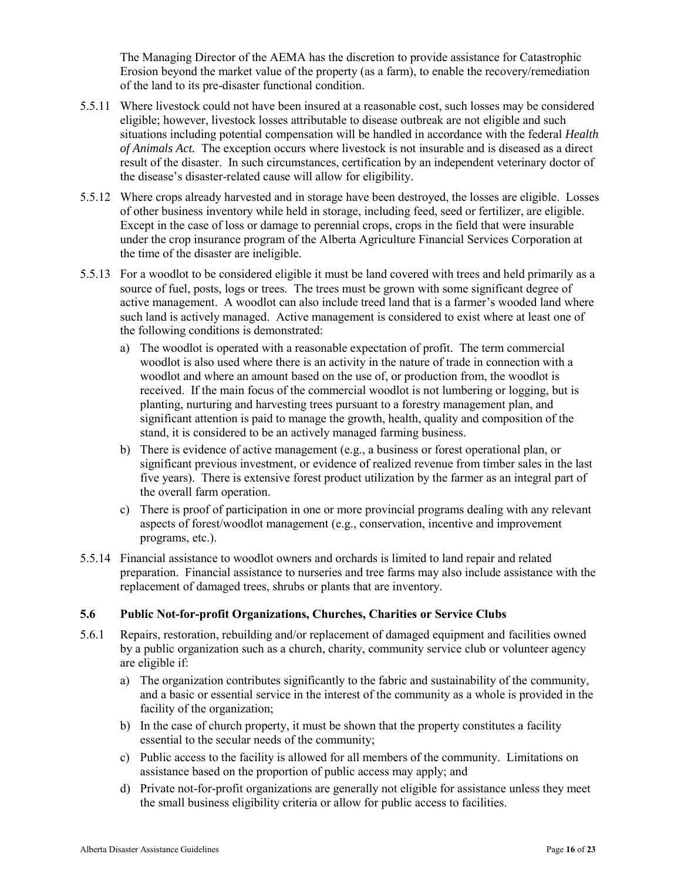The Managing Director of the AEMA has the discretion to provide assistance for Catastrophic Erosion beyond the market value of the property (as a farm), to enable the recovery/remediation of the land to its pre-disaster functional condition.

5.5.11 Where livestock could not have been insured at a reasonable cost, such losses may be considered eligible; however, livestock losses attributable to disease outbreak are not eligible and such situations including potential compensation will be handled in accordance with the federal *Health of Animals Act.* The exception occurs where livestock is not insurable and is diseased as a direct result of the disaster. In such circumstances, certification by an independent veterinary doctor of the disease's disaster-related cause will allow for eligibility.

5.5.12 Where crops already harvested and in storage have been destroyed, the losses are eligible. Losses of other business inventory while held in storage, including feed, seed or fertilizer, are eligible. Except in the case of loss or damage to perennial crops, crops in the field that were insurable under the crop insurance program of the Alberta Agriculture Financial Services Corporation at the time of the disaster are ineligible.

5.5.13 For a woodlot to be considered eligible it must be land covered with trees and held primarily as a source of fuel, posts, logs or trees. The trees must be grown with some significant degree of active management. A woodlot can also include treed land that is a farmer's wooded land where such land is actively managed. Active management is considered to exist where at least one of the following conditions is demonstrated:

a) The woodlot is operated with a reasonable expectation of profit. The term commercial woodlot is also used where there is an activity in the nature of trade in connection with a woodlot and where an amount based on the use of, or production from, the woodlot is received. If the main focus of the commercial woodlot is not lumbering or logging, but is planting, nurturing and harvesting trees pursuant to a forestry management plan, and significant attention is paid to manage the growth, health, quality and composition of the stand, it is considered to be an actively managed farming business.

b) There is evidence of active management (e.g., a business or forest operational plan, or significant previous investment, or evidence of realized revenue from timber sales in the last five years). There is extensive forest product utilization by the farmer as an integral part of the overall farm operation.

c) There is proof of participation in one or more provincial programs dealing with any relevant aspects of forest/woodlot management (e.g., conservation, incentive and improvement programs, etc.).

5.5.14 Financial assistance to woodlot owners and orchards is limited to land repair and related preparation. Financial assistance to nurseries and tree farms may also include assistance with the replacement of damaged trees, shrubs or plants that are inventory.

### 5.6 Public Not-for-profit Organizations, Churches, Charities or Service Clubs

5.6.1 Repairs, restoration, rebuilding and/or replacement of damaged equipment and facilities owned by a public organization such as a church, charity, community service club or volunteer agency are eligible if:

a) The organization contributes significantly to the fabric and sustainability of the community, and a basic or essential service in the interest of the community as a whole is provided in the facility of the organization;

b) In the case of church property, it must be shown that the property constitutes a facility essential to the secular needs of the community;

c) Public access to the facility is allowed for all members of the community. Limitations on assistance based on the proportion of public access may apply; and

d) Private not-for-profit organizations are generally not eligible for assistance unless they meet the small business eligibility criteria or allow for public access to facilities.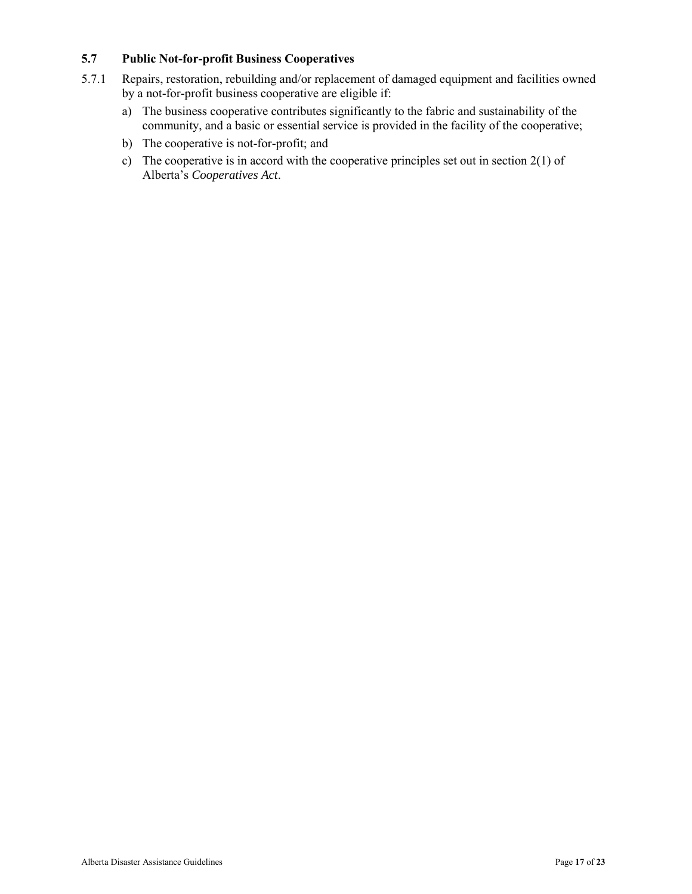### 5.7 Public Not-for-profit Business Cooperatives

5.7.1 Repairs, restoration, rebuilding and/or replacement of damaged equipment and facilities owned by a not-for-profit business cooperative are eligible if:

a) The business cooperative contributes significantly to the fabric and sustainability of the community, and a basic or essential service is provided in the facility of the cooperative;

b) The cooperative is not-for-profit; and

c) The cooperative is in accord with the cooperative principles set out in section 2(1) of Alberta's *Cooperatives Act*.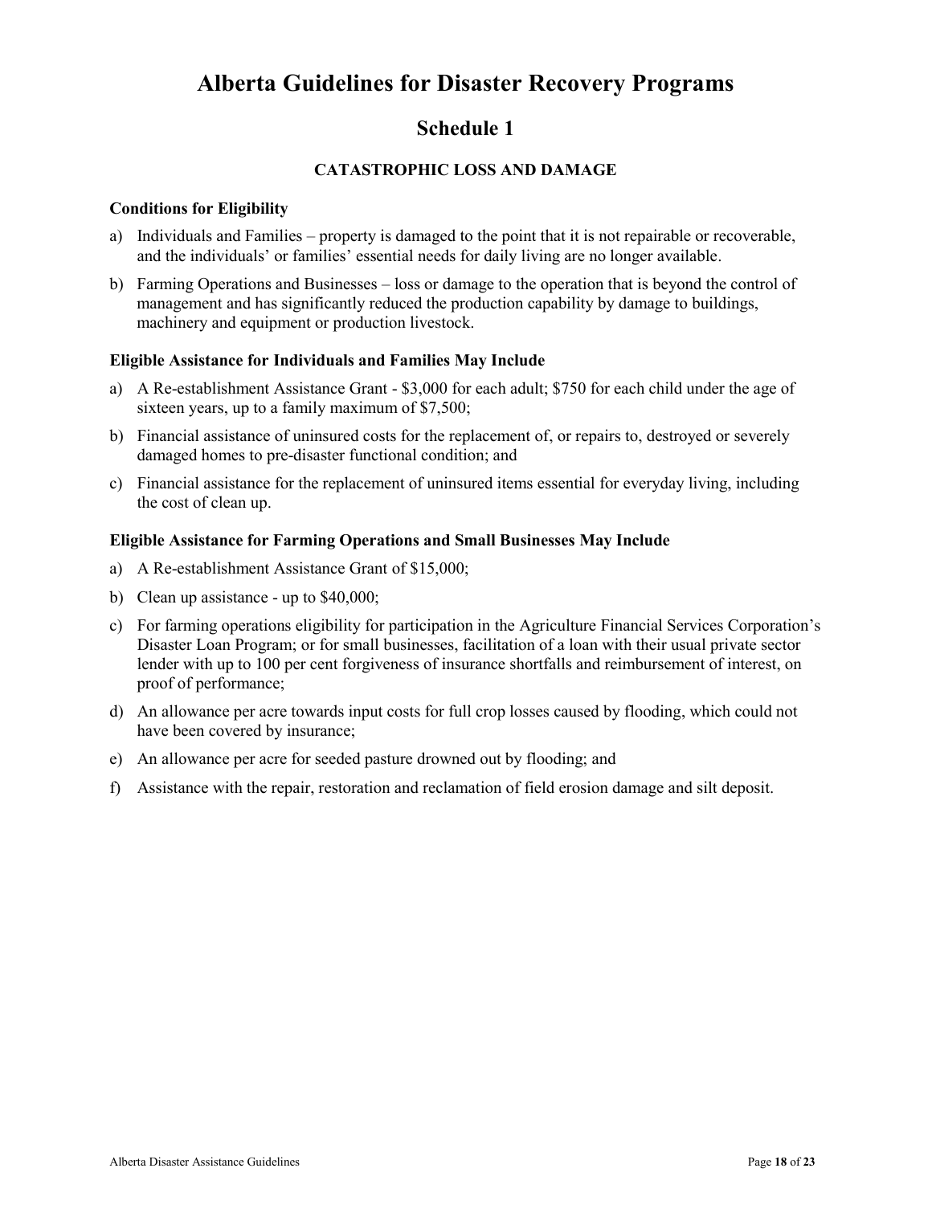# Alberta Guidelines for Disaster Recovery Programs

## Schedule 1

### CATASTROPHIC LOSS AND DAMAGE

**Conditions for Eligibility**

a) Individuals and Families – property is damaged to the point that it is not repairable or recoverable, and the individuals' or families' essential needs for daily living are no longer available.

b) Farming Operations and Businesses – loss or damage to the operation that is beyond the control of management and has significantly reduced the production capability by damage to buildings, machinery and equipment or production livestock.

**Eligible Assistance for Individuals and Families May Include**

a) A Re-establishment Assistance Grant - $3,000 for each adult; $750 for each child under the age of sixteen years, up to a family maximum of $7,500;

b) Financial assistance of uninsured costs for the replacement of, or repairs to, destroyed or severely damaged homes to pre-disaster functional condition; and

c) Financial assistance for the replacement of uninsured items essential for everyday living, including the cost of clean up.

**Eligible Assistance for Farming Operations and Small Businesses May Include**

a) A Re-establishment Assistance Grant of $15,000;

b) Clean up assistance - up to $40,000;

c) For farming operations eligibility for participation in the Agriculture Financial Services Corporation's Disaster Loan Program; or for small businesses, facilitation of a loan with their usual private sector lender with up to 100 per cent forgiveness of insurance shortfalls and reimbursement of interest, on proof of performance;

d) An allowance per acre towards input costs for full crop losses caused by flooding, which could not have been covered by insurance;

e) An allowance per acre for seeded pasture drowned out by flooding; and

f) Assistance with the repair, restoration and reclamation of field erosion damage and silt deposit.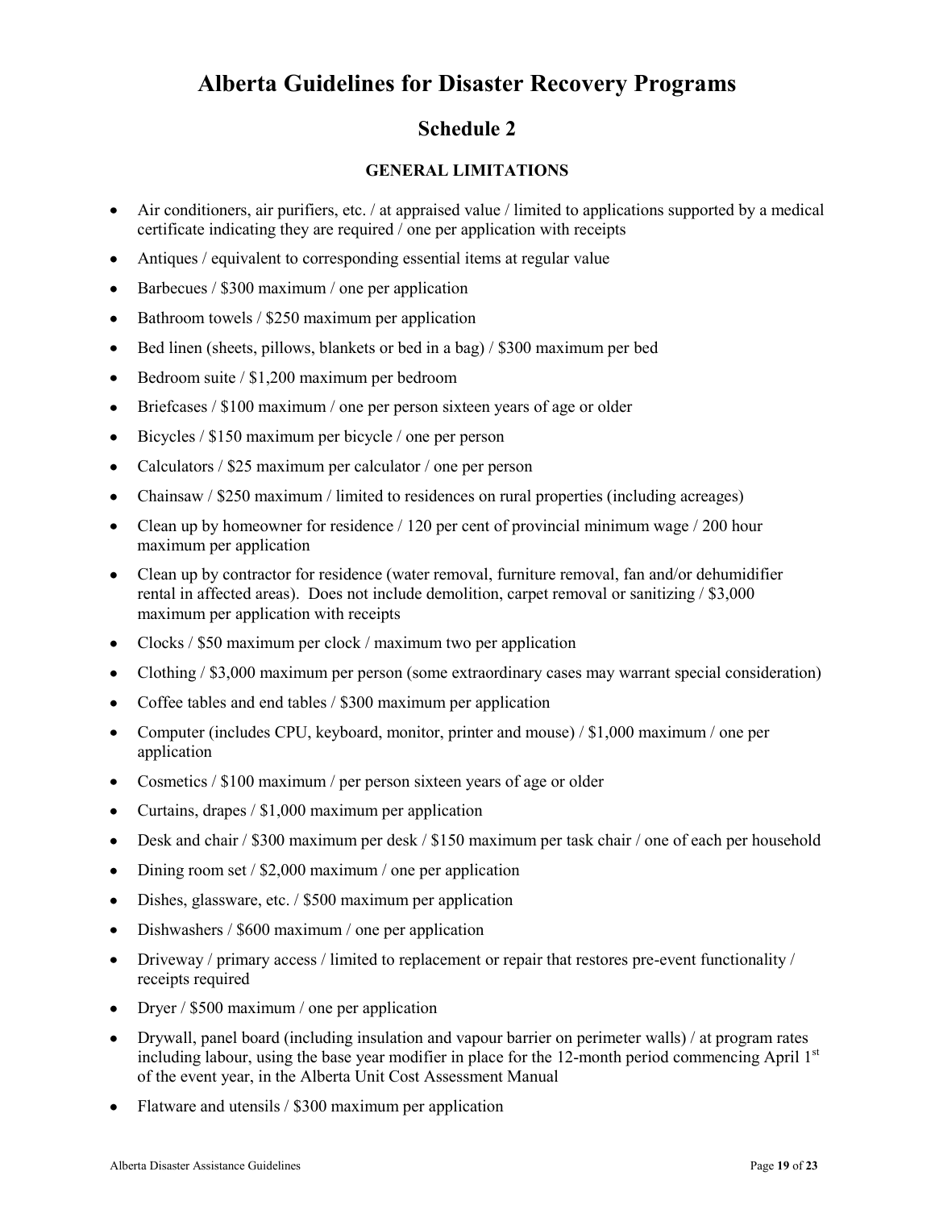# Alberta Guidelines for Disaster Recovery Programs

## Schedule 2

### GENERAL LIMITATIONS

- Air conditioners, air purifiers, etc. / at appraised value / limited to applications supported by a medical certificate indicating they are required / one per application with receipts
- Antiques / equivalent to corresponding essential items at regular value
- Barbecues / $300 maximum / one per application
- Bathroom towels / $250 maximum per application
- Bed linen (sheets, pillows, blankets or bed in a bag) / $300 maximum per bed
- Bedroom suite / $1,200 maximum per bedroom
- Briefcases / $100 maximum / one per person sixteen years of age or older
- Bicycles / $150 maximum per bicycle / one per person
- Calculators / $25 maximum per calculator / one per person
- Chainsaw / $250 maximum / limited to residences on rural properties (including acreages)
- Clean up by homeowner for residence / 120 per cent of provincial minimum wage / 200 hour maximum per application
- Clean up by contractor for residence (water removal, furniture removal, fan and/or dehumidifier rental in affected areas). Does not include demolition, carpet removal or sanitizing / $3,000 maximum per application with receipts
- Clocks / $50 maximum per clock / maximum two per application
- Clothing / $3,000 maximum per person (some extraordinary cases may warrant special consideration)
- Coffee tables and end tables / $300 maximum per application
- Computer (includes CPU, keyboard, monitor, printer and mouse) / $1,000 maximum / one per application
- Cosmetics / $100 maximum / per person sixteen years of age or older
- Curtains, drapes / $1,000 maximum per application
- Desk and chair / $300 maximum per desk / $150 maximum per task chair / one of each per household
- Dining room set / $2,000 maximum / one per application
- Dishes, glassware, etc. / $500 maximum per application
- Dishwashers / $600 maximum / one per application
- Driveway / primary access / limited to replacement or repair that restores pre-event functionality / receipts required
- Dryer / $500 maximum / one per application
- Drywall, panel board (including insulation and vapour barrier on perimeter walls) / at program rates including labour, using the base year modifier in place for the 12-month period commencing April 1st of the event year, in the Alberta Unit Cost Assessment Manual
- Flatware and utensils / $300 maximum per application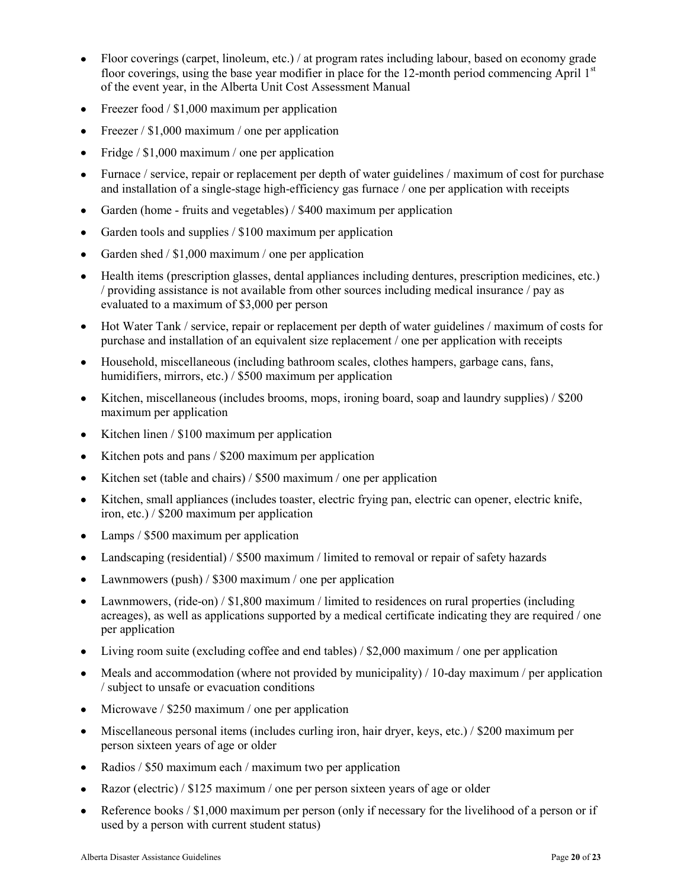- Floor coverings (carpet, linoleum, etc.) / at program rates including labour, based on economy grade floor coverings, using the base year modifier in place for the 12-month period commencing April 1st of the event year, in the Alberta Unit Cost Assessment Manual
- Freezer food / $1,000 maximum per application
- Freezer / $1,000 maximum / one per application
- Fridge / $1,000 maximum / one per application
- Furnace / service, repair or replacement per depth of water guidelines / maximum of cost for purchase and installation of a single-stage high-efficiency gas furnace / one per application with receipts
- Garden (home - fruits and vegetables) / $400 maximum per application
- Garden tools and supplies / $100 maximum per application
- Garden shed / $1,000 maximum / one per application
- Health items (prescription glasses, dental appliances including dentures, prescription medicines, etc.) / providing assistance is not available from other sources including medical insurance / pay as evaluated to a maximum of $3,000 per person
- Hot Water Tank / service, repair or replacement per depth of water guidelines / maximum of costs for purchase and installation of an equivalent size replacement / one per application with receipts
- Household, miscellaneous (including bathroom scales, clothes hampers, garbage cans, fans, humidifiers, mirrors, etc.) / $500 maximum per application
- Kitchen, miscellaneous (includes brooms, mops, ironing board, soap and laundry supplies) / $200 maximum per application
- Kitchen linen / $100 maximum per application
- Kitchen pots and pans / $200 maximum per application
- Kitchen set (table and chairs) / $500 maximum / one per application
- Kitchen, small appliances (includes toaster, electric frying pan, electric can opener, electric knife, iron, etc.) / $200 maximum per application
- Lamps / $500 maximum per application
- Landscaping (residential) / $500 maximum / limited to removal or repair of safety hazards
- Lawnmowers (push) / $300 maximum / one per application
- Lawnmowers, (ride-on) / $1,800 maximum / limited to residences on rural properties (including acreages), as well as applications supported by a medical certificate indicating they are required / one per application
- Living room suite (excluding coffee and end tables) / $2,000 maximum / one per application
- Meals and accommodation (where not provided by municipality) / 10-day maximum / per application / subject to unsafe or evacuation conditions
- Microwave / $250 maximum / one per application
- Miscellaneous personal items (includes curling iron, hair dryer, keys, etc.) / $200 maximum per person sixteen years of age or older
- Radios / $50 maximum each / maximum two per application
- Razor (electric) / $125 maximum / one per person sixteen years of age or older
- Reference books / $1,000 maximum per person (only if necessary for the livelihood of a person or if used by a person with current student status)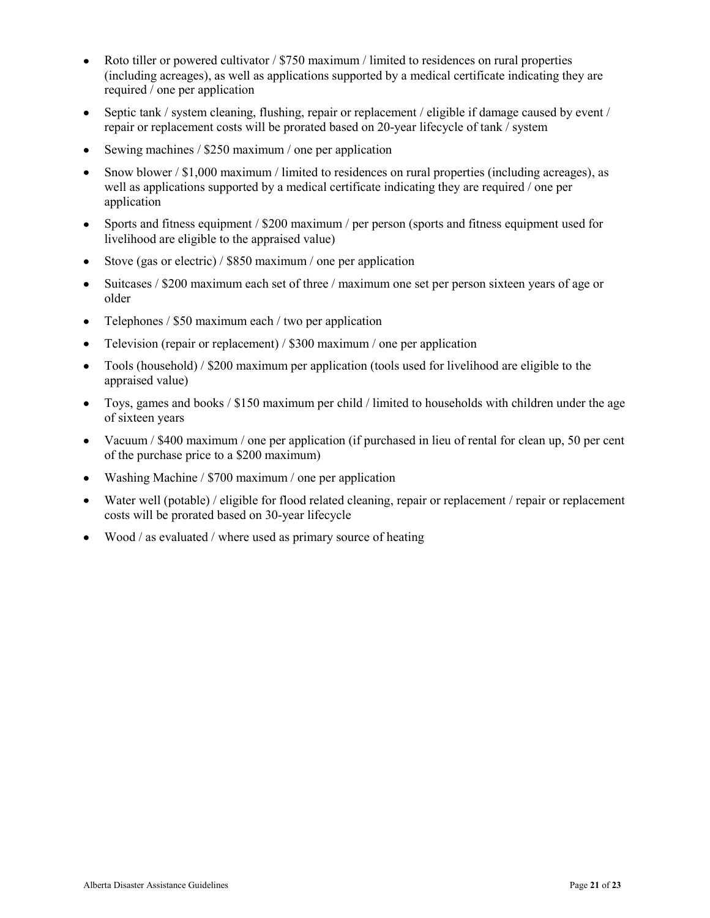- Roto tiller or powered cultivator / $750 maximum / limited to residences on rural properties (including acreages), as well as applications supported by a medical certificate indicating they are required / one per application
- Septic tank / system cleaning, flushing, repair or replacement / eligible if damage caused by event / repair or replacement costs will be prorated based on 20-year lifecycle of tank / system
- Sewing machines / $250 maximum / one per application
- Snow blower / $1,000 maximum / limited to residences on rural properties (including acreages), as well as applications supported by a medical certificate indicating they are required / one per application
- Sports and fitness equipment / $200 maximum / per person (sports and fitness equipment used for livelihood are eligible to the appraised value)
- Stove (gas or electric) / $850 maximum / one per application
- Suitcases / $200 maximum each set of three / maximum one set per person sixteen years of age or older
- Telephones / $50 maximum each / two per application
- Television (repair or replacement) / $300 maximum / one per application
- Tools (household) / $200 maximum per application (tools used for livelihood are eligible to the appraised value)
- Toys, games and books / $150 maximum per child / limited to households with children under the age of sixteen years
- Vacuum / $400 maximum / one per application (if purchased in lieu of rental for clean up, 50 per cent of the purchase price to a $200 maximum)
- Washing Machine / $700 maximum / one per application
- Water well (potable) / eligible for flood related cleaning, repair or replacement / repair or replacement costs will be prorated based on 30-year lifecycle
- Wood / as evaluated / where used as primary source of heating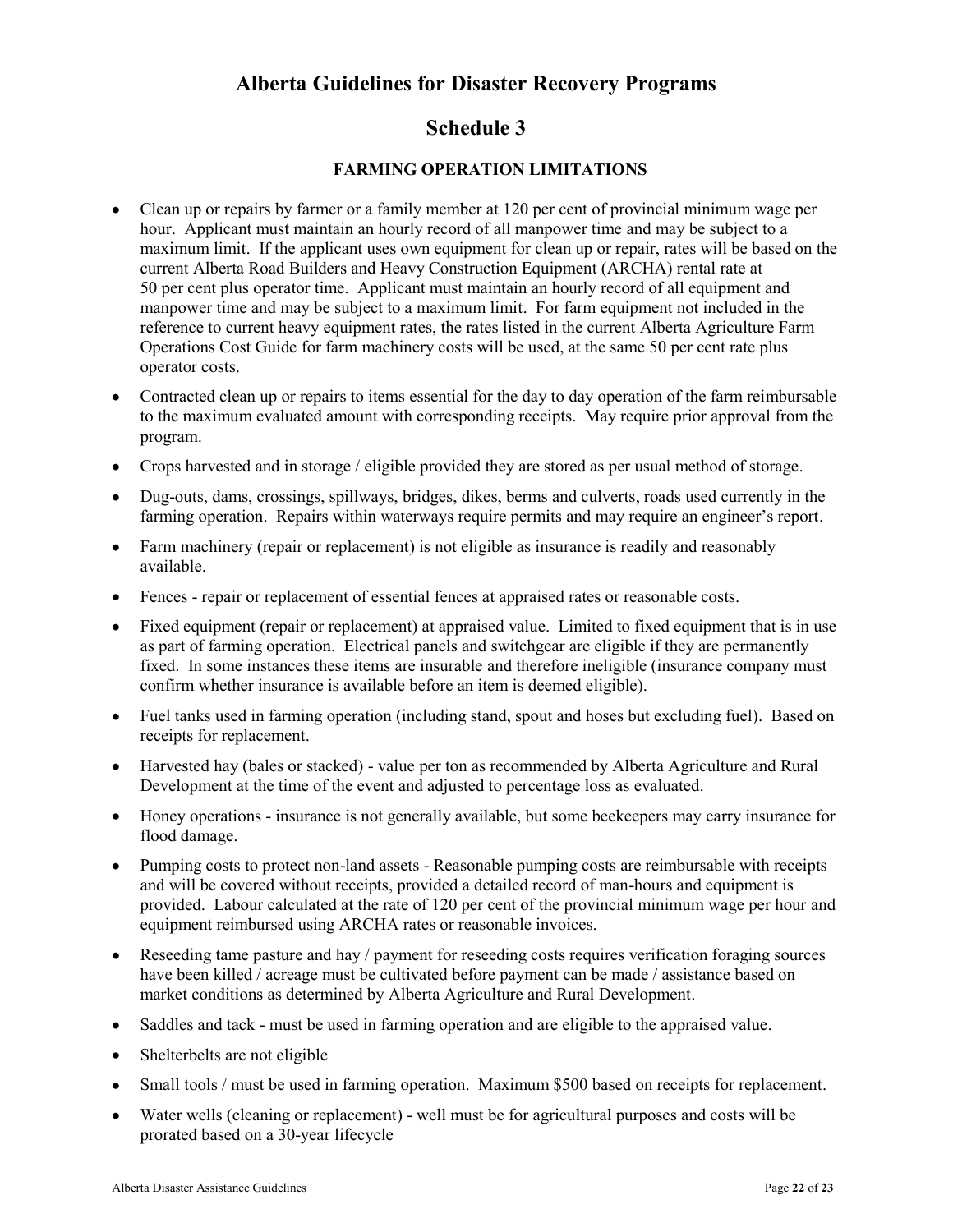# Alberta Guidelines for Disaster Recovery Programs

# Schedule 3

### FARMING OPERATION LIMITATIONS

- Clean up or repairs by farmer or a family member at 120 per cent of provincial minimum wage per hour. Applicant must maintain an hourly record of all manpower time and may be subject to a maximum limit. If the applicant uses own equipment for clean up or repair, rates will be based on the current Alberta Road Builders and Heavy Construction Equipment (ARCHA) rental rate at 50 per cent plus operator time. Applicant must maintain an hourly record of all equipment and manpower time and may be subject to a maximum limit. For farm equipment not included in the reference to current heavy equipment rates, the rates listed in the current Alberta Agriculture Farm Operations Cost Guide for farm machinery costs will be used, at the same 50 per cent rate plus operator costs.
- Contracted clean up or repairs to items essential for the day to day operation of the farm reimbursable to the maximum evaluated amount with corresponding receipts. May require prior approval from the program.
- Crops harvested and in storage / eligible provided they are stored as per usual method of storage.
- Dug-outs, dams, crossings, spillways, bridges, dikes, berms and culverts, roads used currently in the farming operation. Repairs within waterways require permits and may require an engineer's report.
- Farm machinery (repair or replacement) is not eligible as insurance is readily and reasonably available.
- Fences - repair or replacement of essential fences at appraised rates or reasonable costs.
- Fixed equipment (repair or replacement) at appraised value. Limited to fixed equipment that is in use as part of farming operation. Electrical panels and switchgear are eligible if they are permanently fixed. In some instances these items are insurable and therefore ineligible (insurance company must confirm whether insurance is available before an item is deemed eligible).
- Fuel tanks used in farming operation (including stand, spout and hoses but excluding fuel). Based on receipts for replacement.
- Harvested hay (bales or stacked) - value per ton as recommended by Alberta Agriculture and Rural Development at the time of the event and adjusted to percentage loss as evaluated.
- Honey operations - insurance is not generally available, but some beekeepers may carry insurance for flood damage.
- Pumping costs to protect non-land assets - Reasonable pumping costs are reimbursable with receipts and will be covered without receipts, provided a detailed record of man-hours and equipment is provided. Labour calculated at the rate of 120 per cent of the provincial minimum wage per hour and equipment reimbursed using ARCHA rates or reasonable invoices.
- Reseeding tame pasture and hay / payment for reseeding costs requires verification foraging sources have been killed / acreage must be cultivated before payment can be made / assistance based on market conditions as determined by Alberta Agriculture and Rural Development.
- Saddles and tack - must be used in farming operation and are eligible to the appraised value.
- Shelterbelts are not eligible
- Small tools / must be used in farming operation. Maximum $500 based on receipts for replacement.
- Water wells (cleaning or replacement) - well must be for agricultural purposes and costs will be prorated based on a 30-year lifecycle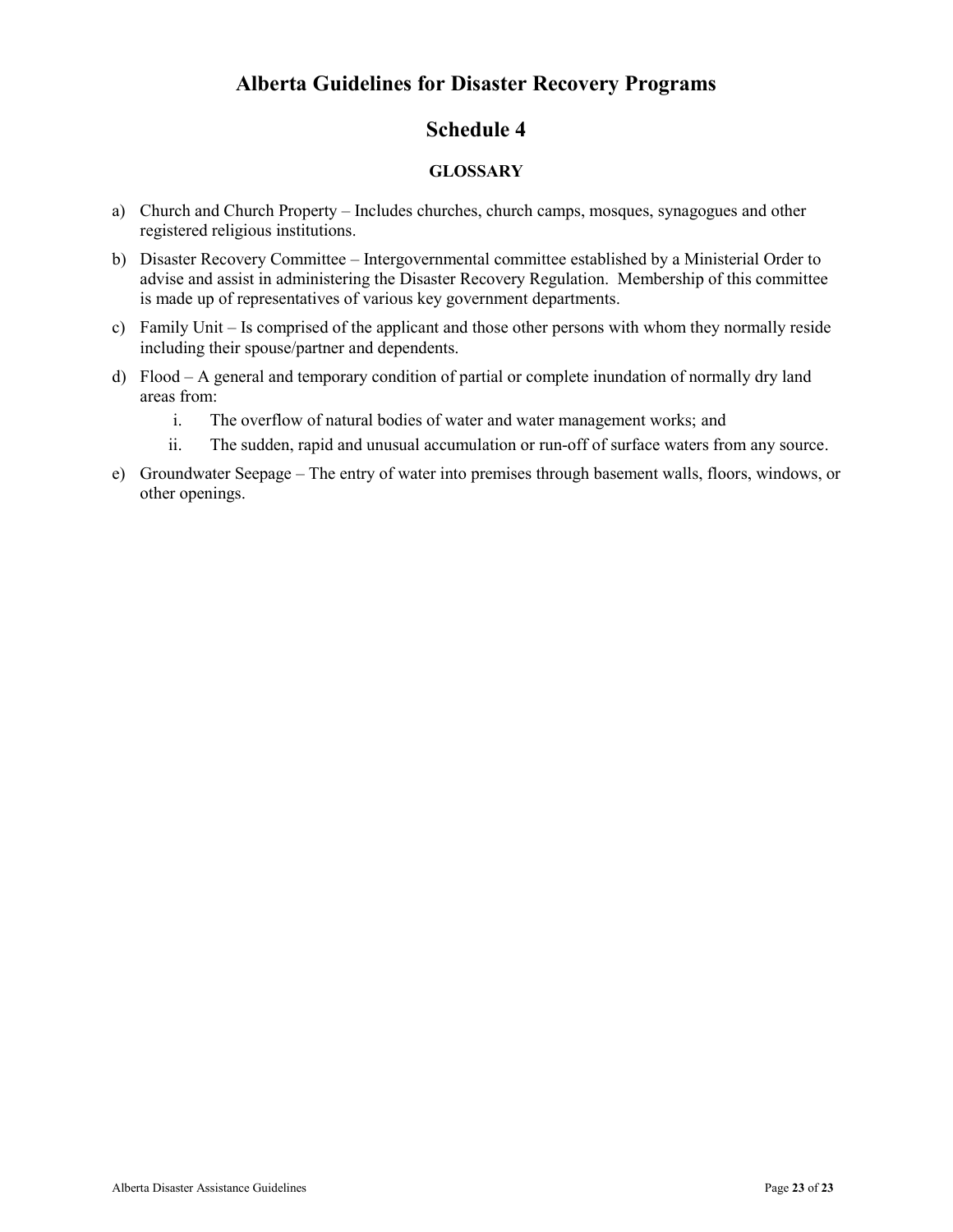# Alberta Guidelines for Disaster Recovery Programs

## Schedule 4

### GLOSSARY

a) Church and Church Property – Includes churches, church camps, mosques, synagogues and other registered religious institutions.

b) Disaster Recovery Committee – Intergovernmental committee established by a Ministerial Order to advise and assist in administering the Disaster Recovery Regulation. Membership of this committee is made up of representatives of various key government departments.

c) Family Unit – Is comprised of the applicant and those other persons with whom they normally reside including their spouse/partner and dependents.

d) Flood – A general and temporary condition of partial or complete inundation of normally dry land areas from:

   i. The overflow of natural bodies of water and water management works; and

   ii. The sudden, rapid and unusual accumulation or run-off of surface waters from any source.

e) Groundwater Seepage – The entry of water into premises through basement walls, floors, windows, or other openings.